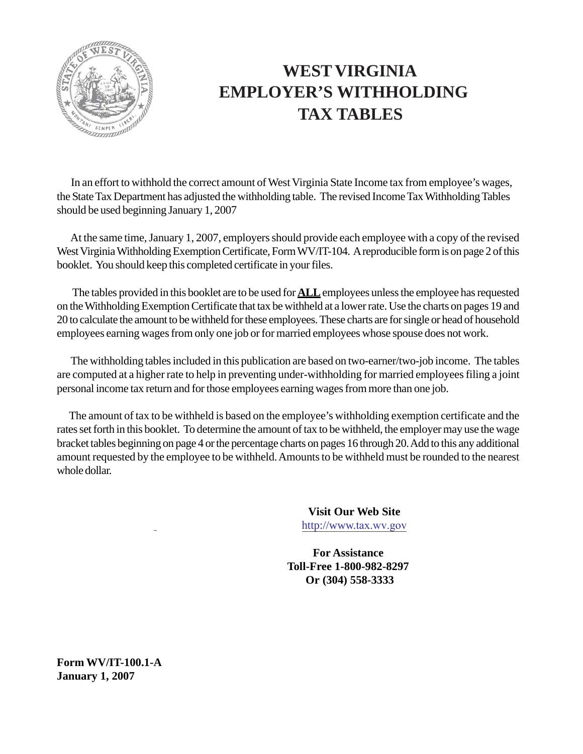# WEST VIRGINIA EMPLOYER'S WITHHOLDING TAX TABLES

In an effort to withhold the correct amount of West Virginia State Income tax from employee's wages, the State Tax Department has adjusted the withholding table. The revised Income Tax Withholding Tables should be used beginning January 1, 2007

At the same time, January 1, 2007, employers should provide each employee with a copy of the revised West Virginia Withholding Exemption Certificate, Form WV/IT-104. A reproducible form is on page 2 of this booklet. You should keep this completed certificate in your files.

The tables provided in this booklet are to be used for **ALL** employees unless the employee has requested on the Withholding Exemption Certificate that tax be withheld at a lower rate. Use the charts on pages 19 and 20 to calculate the amount to be withheld for these employees. These charts are for single or head of household employees earning wages from only one job or for married employees whose spouse does not work.

The withholding tables included in this publication are based on two-earner/two-job income. The tables are computed at a higher rate to help in preventing under-withholding for married employees filing a joint personal income tax return and for those employees earning wages from more than one job.

The amount of tax to be withheld is based on the employee's withholding exemption certificate and the rates set forth in this booklet. To determine the amount of tax to be withheld, the employer may use the wage bracket tables beginning on page 4 or the percentage charts on pages 16 through 20. Add to this any additional amount requested by the employee to be withheld. Amounts to be withheld must be rounded to the nearest whole dollar.

**Visit Our Web Site**
http://www.tax.wv.gov

**For Assistance**
**Toll-Free 1-800-982-8297**
**Or (304) 558-3333**

**Form WV/IT-100.1-A**
**January 1, 2007**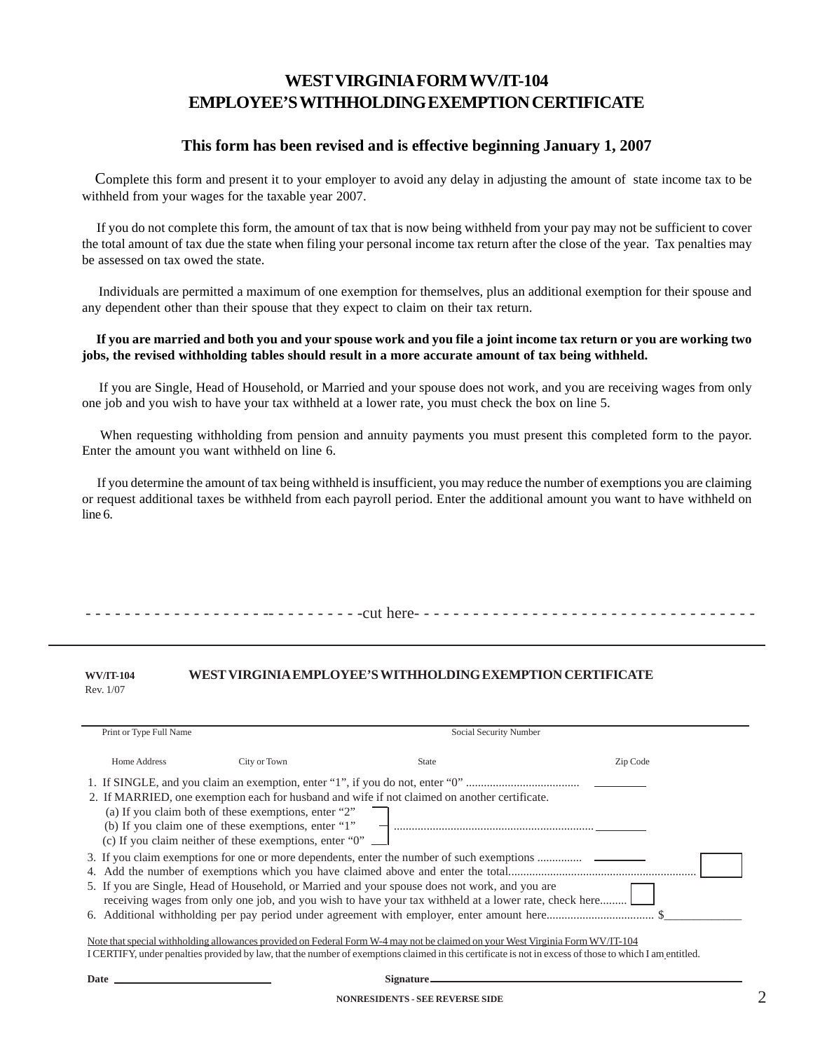# WEST VIRGINIA FORM WV/IT-104
# EMPLOYEE'S WITHHOLDING EXEMPTION CERTIFICATE

### This form has been revised and is effective beginning January 1, 2007

Complete this form and present it to your employer to avoid any delay in adjusting the amount of state income tax to be withheld from your wages for the taxable year 2007.

If you do not complete this form, the amount of tax that is now being withheld from your pay may not be sufficient to cover the total amount of tax due the state when filing your personal income tax return after the close of the year. Tax penalties may be assessed on tax owed the state.

Individuals are permitted a maximum of one exemption for themselves, plus an additional exemption for their spouse and any dependent other than their spouse that they expect to claim on their tax return.

**If you are married and both you and your spouse work and you file a joint income tax return or you are working two jobs, the revised withholding tables should result in a more accurate amount of tax being withheld.**

If you are Single, Head of Household, or Married and your spouse does not work, and you are receiving wages from only one job and you wish to have your tax withheld at a lower rate, you must check the box on line 5.

When requesting withholding from pension and annuity payments you must present this completed form to the payor. Enter the amount you want withheld on line 6.

If you determine the amount of tax being withheld is insufficient, you may reduce the number of exemptions you are claiming or request additional taxes be withheld from each payroll period. Enter the additional amount you want to have withheld on line 6.

- - - - - - - - - - - - - - - - - - - - - - - - - - - - -cut here- - - - - - - - - - - - - - - - - - - - - - - - - - - - - - - - - - -

---

**WV/IT-104**
Rev. 1/07

**WEST VIRGINIA EMPLOYEE'S WITHHOLDING EXEMPTION CERTIFICATE**

Print or Type Full Name ______________________ Social Security Number ______________________

Home Address ______________ City or Town ______________ State ______________ Zip Code ______________

1. If SINGLE, and you claim an exemption, enter "1", if you do not, enter "0" ...................................... ________
2. If MARRIED, one exemption each for husband and wife if not claimed on another certificate.
   (a) If you claim both of these exemptions, enter "2"
   (b) If you claim one of these exemptions, enter "1" .................................................................. ________
   (c) If you claim neither of these exemptions, enter "0"
3. If you claim exemptions for one or more dependents, enter the number of such exemptions ............... ________
4. Add the number of exemptions which you have claimed above and enter the total.............................................................. ☐
5. If you are Single, Head of Household, or Married and your spouse does not work, and you are receiving wages from only one job, and you wish to have your tax withheld at a lower rate, check here......... ☐
6. Additional withholding per pay period under agreement with employer, enter amount here.................................... $____________

Note that special withholding allowances provided on Federal Form W-4 may not be claimed on your West Virginia Form WV/IT-104

I CERTIFY, under penalties provided by law, that the number of exemptions claimed in this certificate is not in excess of those to which I am entitled.

**Date** ______________________ **Signature** ______________________________________

**NONRESIDENTS - SEE REVERSE SIDE**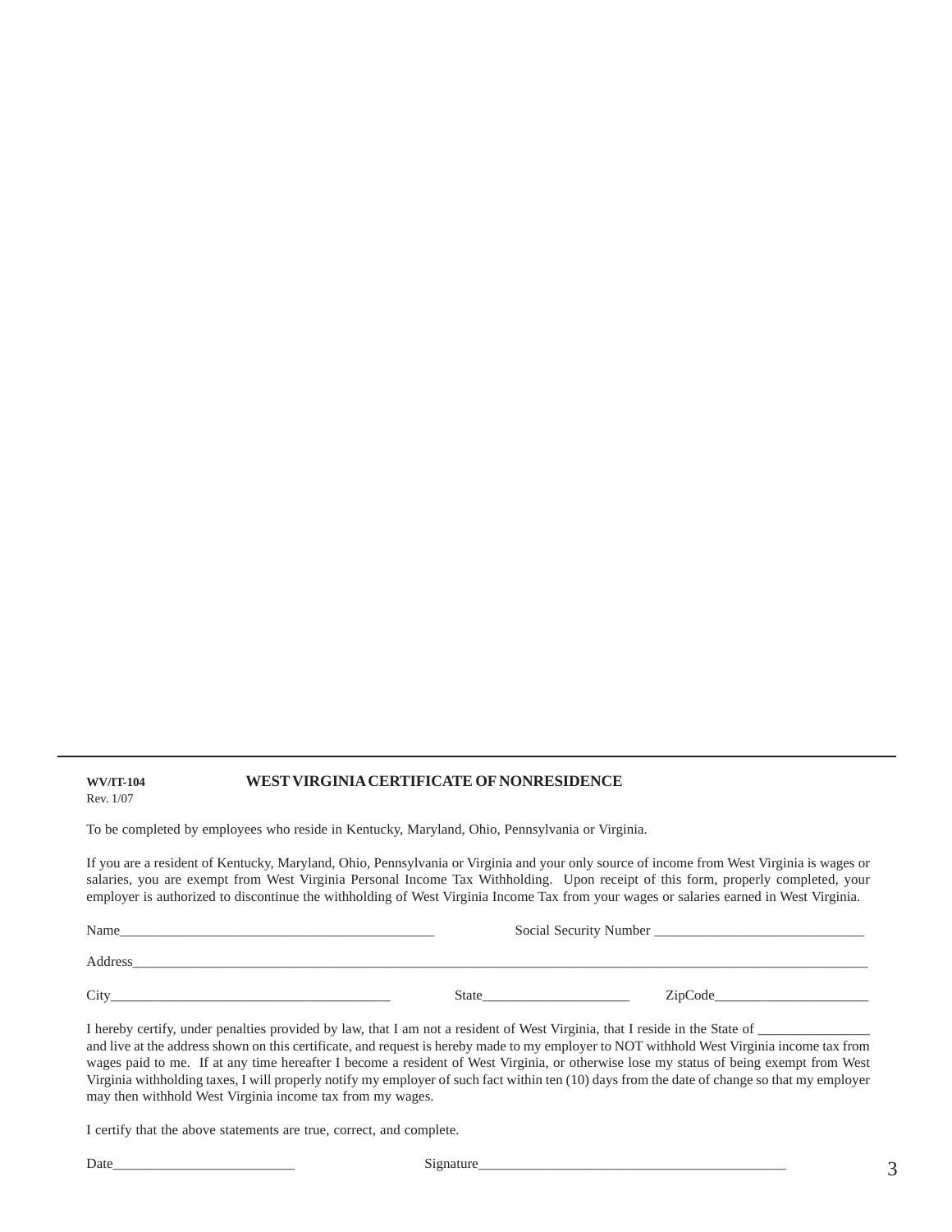**WV/IT-104**
Rev. 1/07

## WEST VIRGINIA CERTIFICATE OF NONRESIDENCE

To be completed by employees who reside in Kentucky, Maryland, Ohio, Pennsylvania or Virginia.

If you are a resident of Kentucky, Maryland, Ohio, Pennsylvania or Virginia and your only source of income from West Virginia is wages or salaries, you are exempt from West Virginia Personal Income Tax Withholding. Upon receipt of this form, properly completed, your employer is authorized to discontinue the withholding of West Virginia Income Tax from your wages or salaries earned in West Virginia.

Name_____________________________________________ Social Security Number _____________________________

Address___________________________________________________________________________________________________

City_______________________________________ State____________________ ZipCode_____________________

I hereby certify, under penalties provided by law, that I am not a resident of West Virginia, that I reside in the State of _______________ and live at the address shown on this certificate, and request is hereby made to my employer to NOT withhold West Virginia income tax from wages paid to me. If at any time hereafter I become a resident of West Virginia, or otherwise lose my status of being exempt from West Virginia withholding taxes, I will properly notify my employer of such fact within ten (10) days from the date of change so that my employer may then withhold West Virginia income tax from my wages.

I certify that the above statements are true, correct, and complete.

Date_________________________ Signature___________________________________________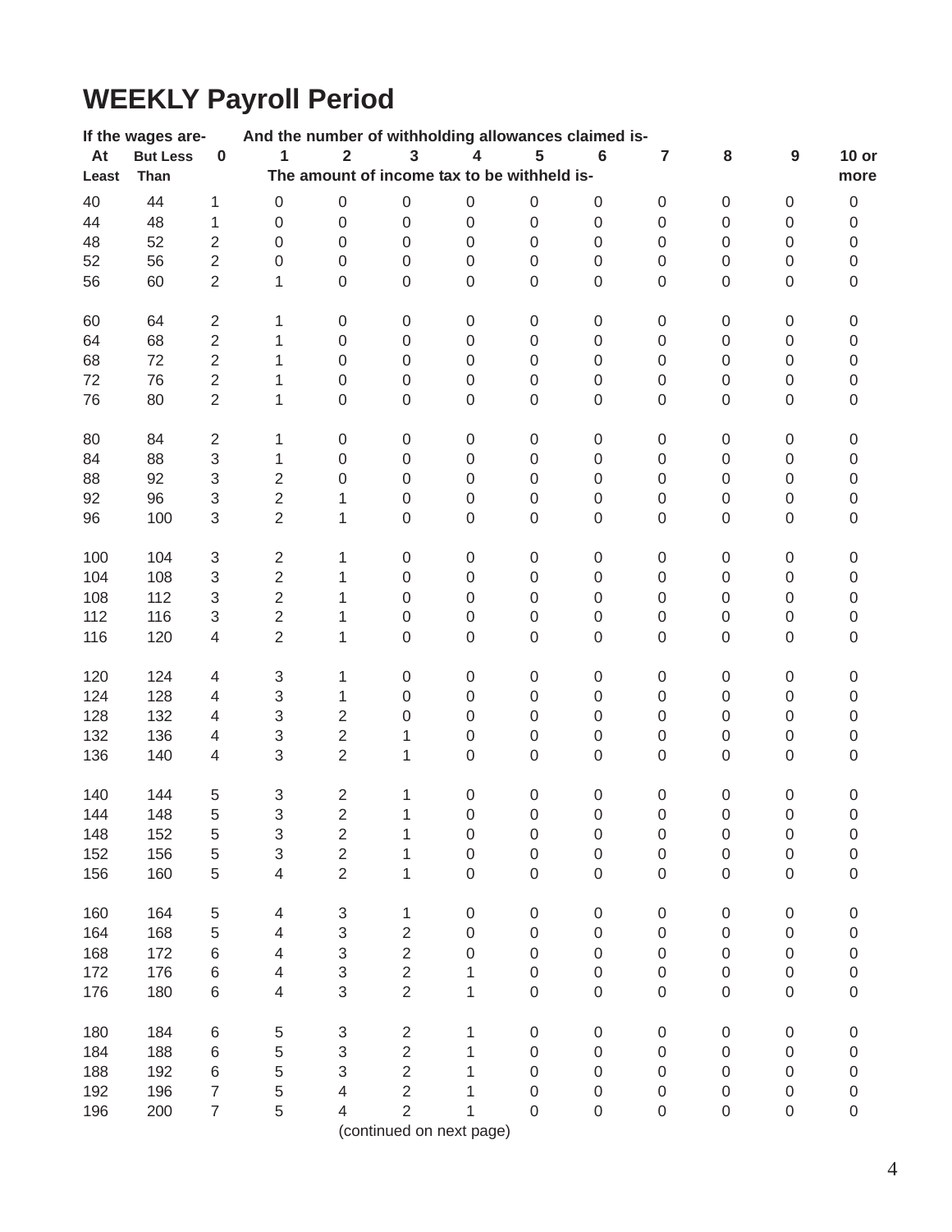# WEEKLY Payroll Period

| If the wages are- | | And the number of withholding allowances claimed is- | | | | | | | | | | |
|---|---|---|---|---|---|---|---|---|---|---|---|---|
| At Least | But Less Than | 0 | 1 | 2 | 3 | 4 | 5 | 6 | 7 | 8 | 9 | 10 or more |
| | | The amount of income tax to be withheld is- | | | | | | | | | | |
| 40 | 44 | 1 | 0 | 0 | 0 | 0 | 0 | 0 | 0 | 0 | 0 | 0 |
| 44 | 48 | 1 | 0 | 0 | 0 | 0 | 0 | 0 | 0 | 0 | 0 | 0 |
| 48 | 52 | 2 | 0 | 0 | 0 | 0 | 0 | 0 | 0 | 0 | 0 | 0 |
| 52 | 56 | 2 | 0 | 0 | 0 | 0 | 0 | 0 | 0 | 0 | 0 | 0 |
| 56 | 60 | 2 | 1 | 0 | 0 | 0 | 0 | 0 | 0 | 0 | 0 | 0 |
| 60 | 64 | 2 | 1 | 0 | 0 | 0 | 0 | 0 | 0 | 0 | 0 | 0 |
| 64 | 68 | 2 | 1 | 0 | 0 | 0 | 0 | 0 | 0 | 0 | 0 | 0 |
| 68 | 72 | 2 | 1 | 0 | 0 | 0 | 0 | 0 | 0 | 0 | 0 | 0 |
| 72 | 76 | 2 | 1 | 0 | 0 | 0 | 0 | 0 | 0 | 0 | 0 | 0 |
| 76 | 80 | 2 | 1 | 0 | 0 | 0 | 0 | 0 | 0 | 0 | 0 | 0 |
| 80 | 84 | 2 | 1 | 0 | 0 | 0 | 0 | 0 | 0 | 0 | 0 | 0 |
| 84 | 88 | 3 | 1 | 0 | 0 | 0 | 0 | 0 | 0 | 0 | 0 | 0 |
| 88 | 92 | 3 | 2 | 0 | 0 | 0 | 0 | 0 | 0 | 0 | 0 | 0 |
| 92 | 96 | 3 | 2 | 1 | 0 | 0 | 0 | 0 | 0 | 0 | 0 | 0 |
| 96 | 100 | 3 | 2 | 1 | 0 | 0 | 0 | 0 | 0 | 0 | 0 | 0 |
| 100 | 104 | 3 | 2 | 1 | 0 | 0 | 0 | 0 | 0 | 0 | 0 | 0 |
| 104 | 108 | 3 | 2 | 1 | 0 | 0 | 0 | 0 | 0 | 0 | 0 | 0 |
| 108 | 112 | 3 | 2 | 1 | 0 | 0 | 0 | 0 | 0 | 0 | 0 | 0 |
| 112 | 116 | 3 | 2 | 1 | 0 | 0 | 0 | 0 | 0 | 0 | 0 | 0 |
| 116 | 120 | 4 | 2 | 1 | 0 | 0 | 0 | 0 | 0 | 0 | 0 | 0 |
| 120 | 124 | 4 | 3 | 1 | 0 | 0 | 0 | 0 | 0 | 0 | 0 | 0 |
| 124 | 128 | 4 | 3 | 1 | 0 | 0 | 0 | 0 | 0 | 0 | 0 | 0 |
| 128 | 132 | 4 | 3 | 2 | 0 | 0 | 0 | 0 | 0 | 0 | 0 | 0 |
| 132 | 136 | 4 | 3 | 2 | 1 | 0 | 0 | 0 | 0 | 0 | 0 | 0 |
| 136 | 140 | 4 | 3 | 2 | 1 | 0 | 0 | 0 | 0 | 0 | 0 | 0 |
| 140 | 144 | 5 | 3 | 2 | 1 | 0 | 0 | 0 | 0 | 0 | 0 | 0 |
| 144 | 148 | 5 | 3 | 2 | 1 | 0 | 0 | 0 | 0 | 0 | 0 | 0 |
| 148 | 152 | 5 | 3 | 2 | 1 | 0 | 0 | 0 | 0 | 0 | 0 | 0 |
| 152 | 156 | 5 | 3 | 2 | 1 | 0 | 0 | 0 | 0 | 0 | 0 | 0 |
| 156 | 160 | 5 | 4 | 2 | 1 | 0 | 0 | 0 | 0 | 0 | 0 | 0 |
| 160 | 164 | 5 | 4 | 3 | 1 | 0 | 0 | 0 | 0 | 0 | 0 | 0 |
| 164 | 168 | 5 | 4 | 3 | 2 | 0 | 0 | 0 | 0 | 0 | 0 | 0 |
| 168 | 172 | 6 | 4 | 3 | 2 | 0 | 0 | 0 | 0 | 0 | 0 | 0 |
| 172 | 176 | 6 | 4 | 3 | 2 | 1 | 0 | 0 | 0 | 0 | 0 | 0 |
| 176 | 180 | 6 | 4 | 3 | 2 | 1 | 0 | 0 | 0 | 0 | 0 | 0 |
| 180 | 184 | 6 | 5 | 3 | 2 | 1 | 0 | 0 | 0 | 0 | 0 | 0 |
| 184 | 188 | 6 | 5 | 3 | 2 | 1 | 0 | 0 | 0 | 0 | 0 | 0 |
| 188 | 192 | 6 | 5 | 3 | 2 | 1 | 0 | 0 | 0 | 0 | 0 | 0 |
| 192 | 196 | 7 | 5 | 4 | 2 | 1 | 0 | 0 | 0 | 0 | 0 | 0 |
| 196 | 200 | 7 | 5 | 4 | 2 | 1 | 0 | 0 | 0 | 0 | 0 | 0 |

(continued on next page)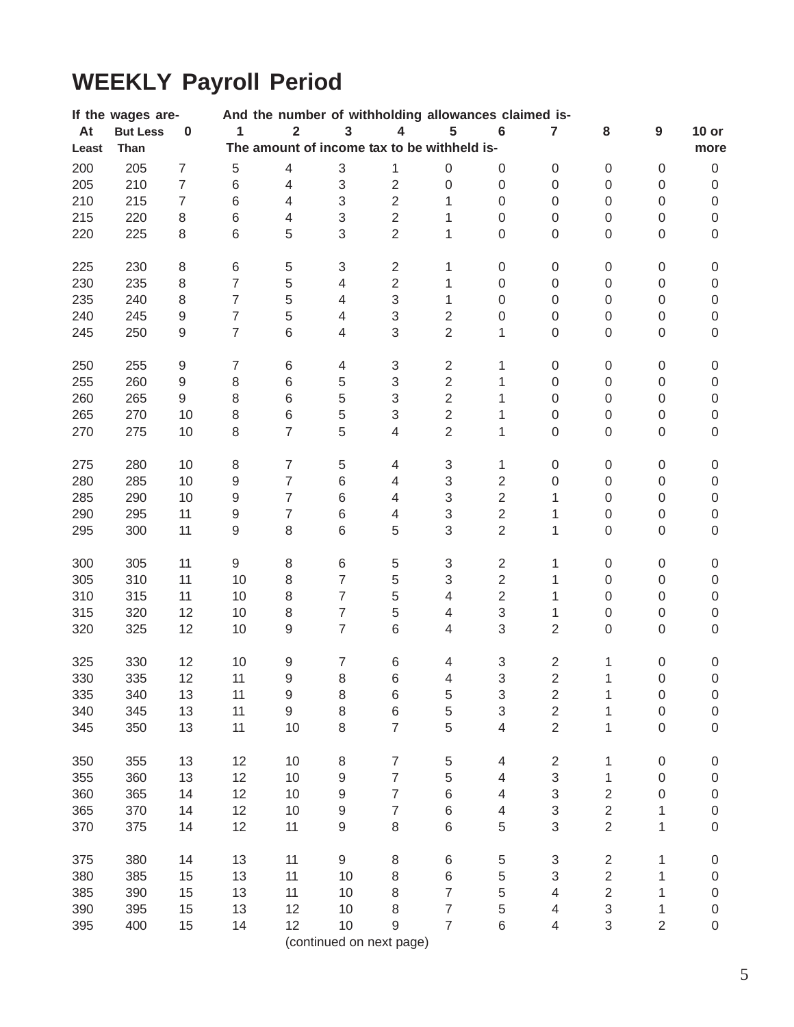## WEEKLY Payroll Period

| If the wages are- | | And the number of withholding allowances claimed is- | | | | | | | | | | |
|---|---|---|---|---|---|---|---|---|---|---|---|---|
| At Least | But Less Than | 0 | 1 | 2 | 3 | 4 | 5 | 6 | 7 | 8 | 9 | 10 or more |
| | | The amount of income tax to be withheld is- | | | | | | | | | | |
| 200 | 205 | 7 | 5 | 4 | 3 | 1 | 0 | 0 | 0 | 0 | 0 | 0 |
| 205 | 210 | 7 | 6 | 4 | 3 | 2 | 0 | 0 | 0 | 0 | 0 | 0 |
| 210 | 215 | 7 | 6 | 4 | 3 | 2 | 1 | 0 | 0 | 0 | 0 | 0 |
| 215 | 220 | 8 | 6 | 4 | 3 | 2 | 1 | 0 | 0 | 0 | 0 | 0 |
| 220 | 225 | 8 | 6 | 5 | 3 | 2 | 1 | 0 | 0 | 0 | 0 | 0 |
| 225 | 230 | 8 | 6 | 5 | 3 | 2 | 1 | 0 | 0 | 0 | 0 | 0 |
| 230 | 235 | 8 | 7 | 5 | 4 | 2 | 1 | 0 | 0 | 0 | 0 | 0 |
| 235 | 240 | 8 | 7 | 5 | 4 | 3 | 1 | 0 | 0 | 0 | 0 | 0 |
| 240 | 245 | 9 | 7 | 5 | 4 | 3 | 2 | 0 | 0 | 0 | 0 | 0 |
| 245 | 250 | 9 | 7 | 6 | 4 | 3 | 2 | 1 | 0 | 0 | 0 | 0 |
| 250 | 255 | 9 | 7 | 6 | 4 | 3 | 2 | 1 | 0 | 0 | 0 | 0 |
| 255 | 260 | 9 | 8 | 6 | 5 | 3 | 2 | 1 | 0 | 0 | 0 | 0 |
| 260 | 265 | 9 | 8 | 6 | 5 | 3 | 2 | 1 | 0 | 0 | 0 | 0 |
| 265 | 270 | 10 | 8 | 6 | 5 | 3 | 2 | 1 | 0 | 0 | 0 | 0 |
| 270 | 275 | 10 | 8 | 7 | 5 | 4 | 2 | 1 | 0 | 0 | 0 | 0 |
| 275 | 280 | 10 | 8 | 7 | 5 | 4 | 3 | 1 | 0 | 0 | 0 | 0 |
| 280 | 285 | 10 | 9 | 7 | 6 | 4 | 3 | 2 | 0 | 0 | 0 | 0 |
| 285 | 290 | 10 | 9 | 7 | 6 | 4 | 3 | 2 | 1 | 0 | 0 | 0 |
| 290 | 295 | 11 | 9 | 7 | 6 | 4 | 3 | 2 | 1 | 0 | 0 | 0 |
| 295 | 300 | 11 | 9 | 8 | 6 | 5 | 3 | 2 | 1 | 0 | 0 | 0 |
| 300 | 305 | 11 | 9 | 8 | 6 | 5 | 3 | 2 | 1 | 0 | 0 | 0 |
| 305 | 310 | 11 | 10 | 8 | 7 | 5 | 3 | 2 | 1 | 0 | 0 | 0 |
| 310 | 315 | 11 | 10 | 8 | 7 | 5 | 4 | 2 | 1 | 0 | 0 | 0 |
| 315 | 320 | 12 | 10 | 8 | 7 | 5 | 4 | 3 | 1 | 0 | 0 | 0 |
| 320 | 325 | 12 | 10 | 9 | 7 | 6 | 4 | 3 | 2 | 0 | 0 | 0 |
| 325 | 330 | 12 | 10 | 9 | 7 | 6 | 4 | 3 | 2 | 1 | 0 | 0 |
| 330 | 335 | 12 | 11 | 9 | 8 | 6 | 4 | 3 | 2 | 1 | 0 | 0 |
| 335 | 340 | 13 | 11 | 9 | 8 | 6 | 5 | 3 | 2 | 1 | 0 | 0 |
| 340 | 345 | 13 | 11 | 9 | 8 | 6 | 5 | 3 | 2 | 1 | 0 | 0 |
| 345 | 350 | 13 | 11 | 10 | 8 | 7 | 5 | 4 | 2 | 1 | 0 | 0 |
| 350 | 355 | 13 | 12 | 10 | 8 | 7 | 5 | 4 | 2 | 1 | 0 | 0 |
| 355 | 360 | 13 | 12 | 10 | 9 | 7 | 5 | 4 | 3 | 1 | 0 | 0 |
| 360 | 365 | 14 | 12 | 10 | 9 | 7 | 6 | 4 | 3 | 2 | 0 | 0 |
| 365 | 370 | 14 | 12 | 10 | 9 | 7 | 6 | 4 | 3 | 2 | 1 | 0 |
| 370 | 375 | 14 | 12 | 11 | 9 | 8 | 6 | 5 | 3 | 2 | 1 | 0 |
| 375 | 380 | 14 | 13 | 11 | 9 | 8 | 6 | 5 | 3 | 2 | 1 | 0 |
| 380 | 385 | 15 | 13 | 11 | 10 | 8 | 6 | 5 | 3 | 2 | 1 | 0 |
| 385 | 390 | 15 | 13 | 11 | 10 | 8 | 7 | 5 | 4 | 2 | 1 | 0 |
| 390 | 395 | 15 | 13 | 12 | 10 | 8 | 7 | 5 | 4 | 3 | 1 | 0 |
| 395 | 400 | 15 | 14 | 12 | 10 | 9 | 7 | 6 | 4 | 3 | 2 | 0 |

(continued on next page)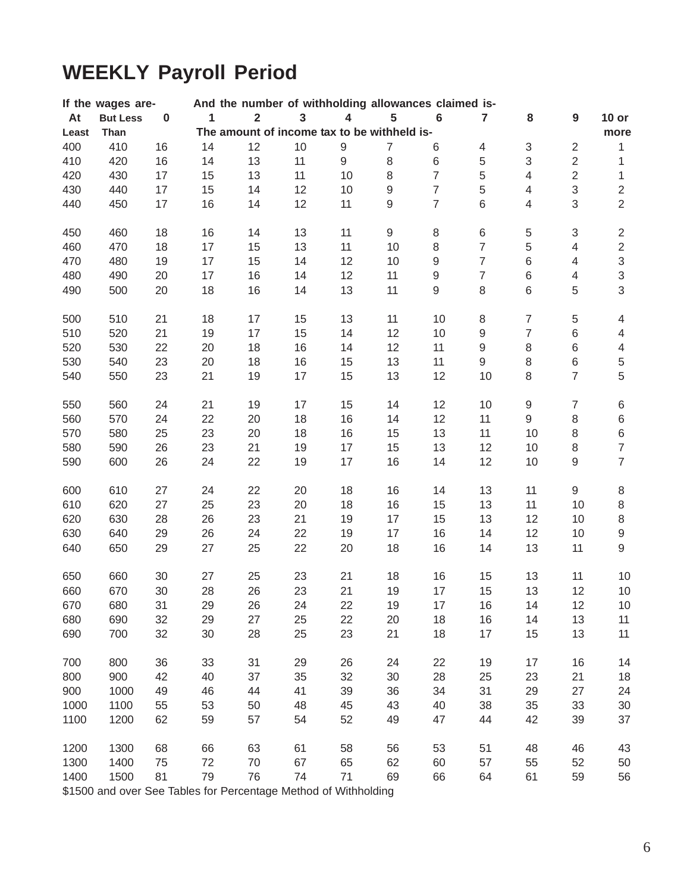# WEEKLY Payroll Period

| If the wages are- | | And the number of withholding allowances claimed is- | | | | | | | | | | |
|---|---|---|---|---|---|---|---|---|---|---|---|---|
| At Least | But Less Than | 0 | 1 | 2 | 3 | 4 | 5 | 6 | 7 | 8 | 9 | 10 or more |
| | | The amount of income tax to be withheld is- | | | | | | | | | | |
| 400 | 410 | 16 | 14 | 12 | 10 | 9 | 7 | 6 | 4 | 3 | 2 | 1 |
| 410 | 420 | 16 | 14 | 13 | 11 | 9 | 8 | 6 | 5 | 3 | 2 | 1 |
| 420 | 430 | 17 | 15 | 13 | 11 | 10 | 8 | 7 | 5 | 4 | 2 | 1 |
| 430 | 440 | 17 | 15 | 14 | 12 | 10 | 9 | 7 | 5 | 4 | 3 | 2 |
| 440 | 450 | 17 | 16 | 14 | 12 | 11 | 9 | 7 | 6 | 4 | 3 | 2 |
| 450 | 460 | 18 | 16 | 14 | 13 | 11 | 9 | 8 | 6 | 5 | 3 | 2 |
| 460 | 470 | 18 | 17 | 15 | 13 | 11 | 10 | 8 | 7 | 5 | 4 | 2 |
| 470 | 480 | 19 | 17 | 15 | 14 | 12 | 10 | 9 | 7 | 6 | 4 | 3 |
| 480 | 490 | 20 | 17 | 16 | 14 | 12 | 11 | 9 | 7 | 6 | 4 | 3 |
| 490 | 500 | 20 | 18 | 16 | 14 | 13 | 11 | 9 | 8 | 6 | 5 | 3 |
| 500 | 510 | 21 | 18 | 17 | 15 | 13 | 11 | 10 | 8 | 7 | 5 | 4 |
| 510 | 520 | 21 | 19 | 17 | 15 | 14 | 12 | 10 | 9 | 7 | 6 | 4 |
| 520 | 530 | 22 | 20 | 18 | 16 | 14 | 12 | 11 | 9 | 8 | 6 | 4 |
| 530 | 540 | 23 | 20 | 18 | 16 | 15 | 13 | 11 | 9 | 8 | 6 | 5 |
| 540 | 550 | 23 | 21 | 19 | 17 | 15 | 13 | 12 | 10 | 8 | 7 | 5 |
| 550 | 560 | 24 | 21 | 19 | 17 | 15 | 14 | 12 | 10 | 9 | 7 | 6 |
| 560 | 570 | 24 | 22 | 20 | 18 | 16 | 14 | 12 | 11 | 9 | 8 | 6 |
| 570 | 580 | 25 | 23 | 20 | 18 | 16 | 15 | 13 | 11 | 10 | 8 | 6 |
| 580 | 590 | 26 | 23 | 21 | 19 | 17 | 15 | 13 | 12 | 10 | 8 | 7 |
| 590 | 600 | 26 | 24 | 22 | 19 | 17 | 16 | 14 | 12 | 10 | 9 | 7 |
| 600 | 610 | 27 | 24 | 22 | 20 | 18 | 16 | 14 | 13 | 11 | 9 | 8 |
| 610 | 620 | 27 | 25 | 23 | 20 | 18 | 16 | 15 | 13 | 11 | 10 | 8 |
| 620 | 630 | 28 | 26 | 23 | 21 | 19 | 17 | 15 | 13 | 12 | 10 | 8 |
| 630 | 640 | 29 | 26 | 24 | 22 | 19 | 17 | 16 | 14 | 12 | 10 | 9 |
| 640 | 650 | 29 | 27 | 25 | 22 | 20 | 18 | 16 | 14 | 13 | 11 | 9 |
| 650 | 660 | 30 | 27 | 25 | 23 | 21 | 18 | 16 | 15 | 13 | 11 | 10 |
| 660 | 670 | 30 | 28 | 26 | 23 | 21 | 19 | 17 | 15 | 13 | 12 | 10 |
| 670 | 680 | 31 | 29 | 26 | 24 | 22 | 19 | 17 | 16 | 14 | 12 | 10 |
| 680 | 690 | 32 | 29 | 27 | 25 | 22 | 20 | 18 | 16 | 14 | 13 | 11 |
| 690 | 700 | 32 | 30 | 28 | 25 | 23 | 21 | 18 | 17 | 15 | 13 | 11 |
| 700 | 800 | 36 | 33 | 31 | 29 | 26 | 24 | 22 | 19 | 17 | 16 | 14 |
| 800 | 900 | 42 | 40 | 37 | 35 | 32 | 30 | 28 | 25 | 23 | 21 | 18 |
| 900 | 1000 | 49 | 46 | 44 | 41 | 39 | 36 | 34 | 31 | 29 | 27 | 24 |
| 1000 | 1100 | 55 | 53 | 50 | 48 | 45 | 43 | 40 | 38 | 35 | 33 | 30 |
| 1100 | 1200 | 62 | 59 | 57 | 54 | 52 | 49 | 47 | 44 | 42 | 39 | 37 |
| 1200 | 1300 | 68 | 66 | 63 | 61 | 58 | 56 | 53 | 51 | 48 | 46 | 43 |
| 1300 | 1400 | 75 | 72 | 70 | 67 | 65 | 62 | 60 | 57 | 55 | 52 | 50 |
| 1400 | 1500 | 81 | 79 | 76 | 74 | 71 | 69 | 66 | 64 | 61 | 59 | 56 |

$1500 and over See Tables for Percentage Method of Withholding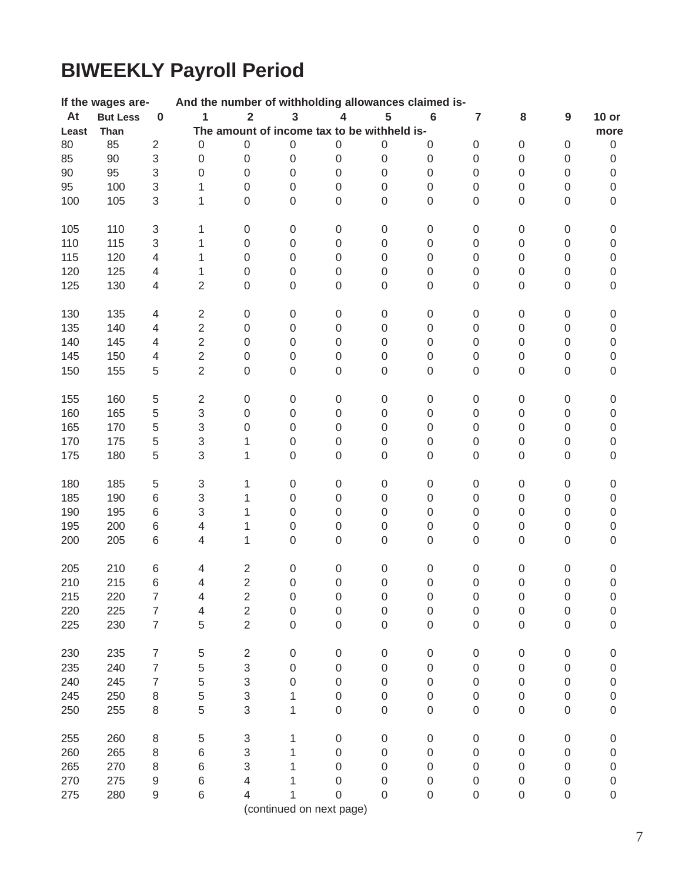# BIWEEKLY Payroll Period

| If the wages are- | | And the number of withholding allowances claimed is- | | | | | | | | | | |
|---|---|---|---|---|---|---|---|---|---|---|---|---|
| At Least | But Less Than | 0 | 1 | 2 | 3 | 4 | 5 | 6 | 7 | 8 | 9 | 10 or more |
| | | The amount of income tax to be withheld is- | | | | | | | | | | |
| 80 | 85 | 2 | 0 | 0 | 0 | 0 | 0 | 0 | 0 | 0 | 0 | 0 |
| 85 | 90 | 3 | 0 | 0 | 0 | 0 | 0 | 0 | 0 | 0 | 0 | 0 |
| 90 | 95 | 3 | 0 | 0 | 0 | 0 | 0 | 0 | 0 | 0 | 0 | 0 |
| 95 | 100 | 3 | 1 | 0 | 0 | 0 | 0 | 0 | 0 | 0 | 0 | 0 |
| 100 | 105 | 3 | 1 | 0 | 0 | 0 | 0 | 0 | 0 | 0 | 0 | 0 |
| 105 | 110 | 3 | 1 | 0 | 0 | 0 | 0 | 0 | 0 | 0 | 0 | 0 |
| 110 | 115 | 3 | 1 | 0 | 0 | 0 | 0 | 0 | 0 | 0 | 0 | 0 |
| 115 | 120 | 4 | 1 | 0 | 0 | 0 | 0 | 0 | 0 | 0 | 0 | 0 |
| 120 | 125 | 4 | 1 | 0 | 0 | 0 | 0 | 0 | 0 | 0 | 0 | 0 |
| 125 | 130 | 4 | 2 | 0 | 0 | 0 | 0 | 0 | 0 | 0 | 0 | 0 |
| 130 | 135 | 4 | 2 | 0 | 0 | 0 | 0 | 0 | 0 | 0 | 0 | 0 |
| 135 | 140 | 4 | 2 | 0 | 0 | 0 | 0 | 0 | 0 | 0 | 0 | 0 |
| 140 | 145 | 4 | 2 | 0 | 0 | 0 | 0 | 0 | 0 | 0 | 0 | 0 |
| 145 | 150 | 4 | 2 | 0 | 0 | 0 | 0 | 0 | 0 | 0 | 0 | 0 |
| 150 | 155 | 5 | 2 | 0 | 0 | 0 | 0 | 0 | 0 | 0 | 0 | 0 |
| 155 | 160 | 5 | 2 | 0 | 0 | 0 | 0 | 0 | 0 | 0 | 0 | 0 |
| 160 | 165 | 5 | 3 | 0 | 0 | 0 | 0 | 0 | 0 | 0 | 0 | 0 |
| 165 | 170 | 5 | 3 | 0 | 0 | 0 | 0 | 0 | 0 | 0 | 0 | 0 |
| 170 | 175 | 5 | 3 | 1 | 0 | 0 | 0 | 0 | 0 | 0 | 0 | 0 |
| 175 | 180 | 5 | 3 | 1 | 0 | 0 | 0 | 0 | 0 | 0 | 0 | 0 |
| 180 | 185 | 5 | 3 | 1 | 0 | 0 | 0 | 0 | 0 | 0 | 0 | 0 |
| 185 | 190 | 6 | 3 | 1 | 0 | 0 | 0 | 0 | 0 | 0 | 0 | 0 |
| 190 | 195 | 6 | 3 | 1 | 0 | 0 | 0 | 0 | 0 | 0 | 0 | 0 |
| 195 | 200 | 6 | 4 | 1 | 0 | 0 | 0 | 0 | 0 | 0 | 0 | 0 |
| 200 | 205 | 6 | 4 | 1 | 0 | 0 | 0 | 0 | 0 | 0 | 0 | 0 |
| 205 | 210 | 6 | 4 | 2 | 0 | 0 | 0 | 0 | 0 | 0 | 0 | 0 |
| 210 | 215 | 6 | 4 | 2 | 0 | 0 | 0 | 0 | 0 | 0 | 0 | 0 |
| 215 | 220 | 7 | 4 | 2 | 0 | 0 | 0 | 0 | 0 | 0 | 0 | 0 |
| 220 | 225 | 7 | 4 | 2 | 0 | 0 | 0 | 0 | 0 | 0 | 0 | 0 |
| 225 | 230 | 7 | 5 | 2 | 0 | 0 | 0 | 0 | 0 | 0 | 0 | 0 |
| 230 | 235 | 7 | 5 | 2 | 0 | 0 | 0 | 0 | 0 | 0 | 0 | 0 |
| 235 | 240 | 7 | 5 | 3 | 0 | 0 | 0 | 0 | 0 | 0 | 0 | 0 |
| 240 | 245 | 7 | 5 | 3 | 0 | 0 | 0 | 0 | 0 | 0 | 0 | 0 |
| 245 | 250 | 8 | 5 | 3 | 1 | 0 | 0 | 0 | 0 | 0 | 0 | 0 |
| 250 | 255 | 8 | 5 | 3 | 1 | 0 | 0 | 0 | 0 | 0 | 0 | 0 |
| 255 | 260 | 8 | 5 | 3 | 1 | 0 | 0 | 0 | 0 | 0 | 0 | 0 |
| 260 | 265 | 8 | 6 | 3 | 1 | 0 | 0 | 0 | 0 | 0 | 0 | 0 |
| 265 | 270 | 8 | 6 | 3 | 1 | 0 | 0 | 0 | 0 | 0 | 0 | 0 |
| 270 | 275 | 9 | 6 | 4 | 1 | 0 | 0 | 0 | 0 | 0 | 0 | 0 |
| 275 | 280 | 9 | 6 | 4 | 1 | 0 | 0 | 0 | 0 | 0 | 0 | 0 |

(continued on next page)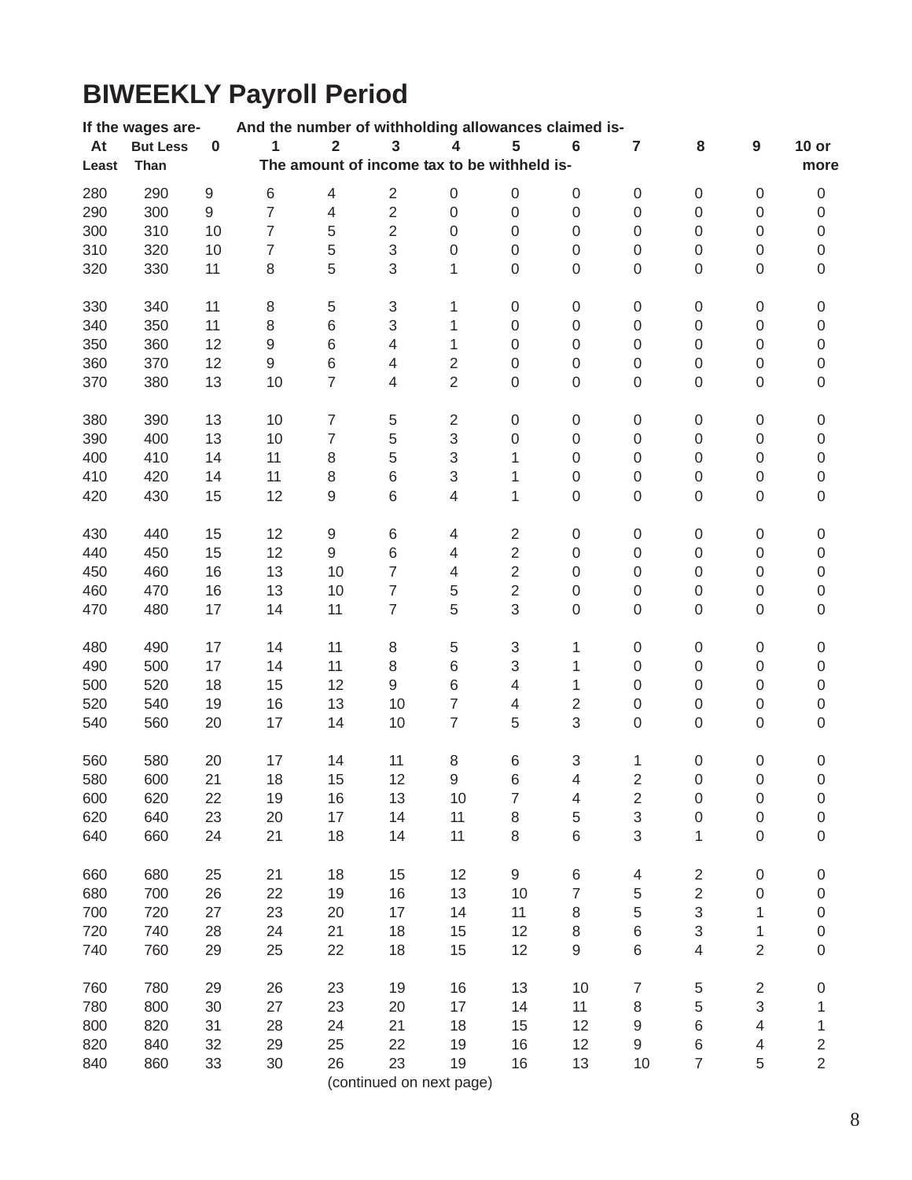# BIWEEKLY Payroll Period

| If the wages are- | | And the number of withholding allowances claimed is- | | | | | | | | | | |
|---|---|---|---|---|---|---|---|---|---|---|---|---|
| At Least | But Less Than | 0 | 1 | 2 | 3 | 4 | 5 | 6 | 7 | 8 | 9 | 10 or more |
| | | The amount of income tax to be withheld is- | | | | | | | | | | |
| 280 | 290 | 9 | 6 | 4 | 2 | 0 | 0 | 0 | 0 | 0 | 0 | 0 |
| 290 | 300 | 9 | 7 | 4 | 2 | 0 | 0 | 0 | 0 | 0 | 0 | 0 |
| 300 | 310 | 10 | 7 | 5 | 2 | 0 | 0 | 0 | 0 | 0 | 0 | 0 |
| 310 | 320 | 10 | 7 | 5 | 3 | 0 | 0 | 0 | 0 | 0 | 0 | 0 |
| 320 | 330 | 11 | 8 | 5 | 3 | 1 | 0 | 0 | 0 | 0 | 0 | 0 |
| 330 | 340 | 11 | 8 | 5 | 3 | 1 | 0 | 0 | 0 | 0 | 0 | 0 |
| 340 | 350 | 11 | 8 | 6 | 3 | 1 | 0 | 0 | 0 | 0 | 0 | 0 |
| 350 | 360 | 12 | 9 | 6 | 4 | 1 | 0 | 0 | 0 | 0 | 0 | 0 |
| 360 | 370 | 12 | 9 | 6 | 4 | 2 | 0 | 0 | 0 | 0 | 0 | 0 |
| 370 | 380 | 13 | 10 | 7 | 4 | 2 | 0 | 0 | 0 | 0 | 0 | 0 |
| 380 | 390 | 13 | 10 | 7 | 5 | 2 | 0 | 0 | 0 | 0 | 0 | 0 |
| 390 | 400 | 13 | 10 | 7 | 5 | 3 | 0 | 0 | 0 | 0 | 0 | 0 |
| 400 | 410 | 14 | 11 | 8 | 5 | 3 | 1 | 0 | 0 | 0 | 0 | 0 |
| 410 | 420 | 14 | 11 | 8 | 6 | 3 | 1 | 0 | 0 | 0 | 0 | 0 |
| 420 | 430 | 15 | 12 | 9 | 6 | 4 | 1 | 0 | 0 | 0 | 0 | 0 |
| 430 | 440 | 15 | 12 | 9 | 6 | 4 | 2 | 0 | 0 | 0 | 0 | 0 |
| 440 | 450 | 15 | 12 | 9 | 6 | 4 | 2 | 0 | 0 | 0 | 0 | 0 |
| 450 | 460 | 16 | 13 | 10 | 7 | 4 | 2 | 0 | 0 | 0 | 0 | 0 |
| 460 | 470 | 16 | 13 | 10 | 7 | 5 | 2 | 0 | 0 | 0 | 0 | 0 |
| 470 | 480 | 17 | 14 | 11 | 7 | 5 | 3 | 0 | 0 | 0 | 0 | 0 |
| 480 | 490 | 17 | 14 | 11 | 8 | 5 | 3 | 1 | 0 | 0 | 0 | 0 |
| 490 | 500 | 17 | 14 | 11 | 8 | 6 | 3 | 1 | 0 | 0 | 0 | 0 |
| 500 | 520 | 18 | 15 | 12 | 9 | 6 | 4 | 1 | 0 | 0 | 0 | 0 |
| 520 | 540 | 19 | 16 | 13 | 10 | 7 | 4 | 2 | 0 | 0 | 0 | 0 |
| 540 | 560 | 20 | 17 | 14 | 10 | 7 | 5 | 3 | 0 | 0 | 0 | 0 |
| 560 | 580 | 20 | 17 | 14 | 11 | 8 | 6 | 3 | 1 | 0 | 0 | 0 |
| 580 | 600 | 21 | 18 | 15 | 12 | 9 | 6 | 4 | 2 | 0 | 0 | 0 |
| 600 | 620 | 22 | 19 | 16 | 13 | 10 | 7 | 4 | 2 | 0 | 0 | 0 |
| 620 | 640 | 23 | 20 | 17 | 14 | 11 | 8 | 5 | 3 | 0 | 0 | 0 |
| 640 | 660 | 24 | 21 | 18 | 14 | 11 | 8 | 6 | 3 | 1 | 0 | 0 |
| 660 | 680 | 25 | 21 | 18 | 15 | 12 | 9 | 6 | 4 | 2 | 0 | 0 |
| 680 | 700 | 26 | 22 | 19 | 16 | 13 | 10 | 7 | 5 | 2 | 0 | 0 |
| 700 | 720 | 27 | 23 | 20 | 17 | 14 | 11 | 8 | 5 | 3 | 1 | 0 |
| 720 | 740 | 28 | 24 | 21 | 18 | 15 | 12 | 8 | 6 | 3 | 1 | 0 |
| 740 | 760 | 29 | 25 | 22 | 18 | 15 | 12 | 9 | 6 | 4 | 2 | 0 |
| 760 | 780 | 29 | 26 | 23 | 19 | 16 | 13 | 10 | 7 | 5 | 2 | 0 |
| 780 | 800 | 30 | 27 | 23 | 20 | 17 | 14 | 11 | 8 | 5 | 3 | 1 |
| 800 | 820 | 31 | 28 | 24 | 21 | 18 | 15 | 12 | 9 | 6 | 4 | 1 |
| 820 | 840 | 32 | 29 | 25 | 22 | 19 | 16 | 12 | 9 | 6 | 4 | 2 |
| 840 | 860 | 33 | 30 | 26 | 23 | 19 | 16 | 13 | 10 | 7 | 5 | 2 |

(continued on next page)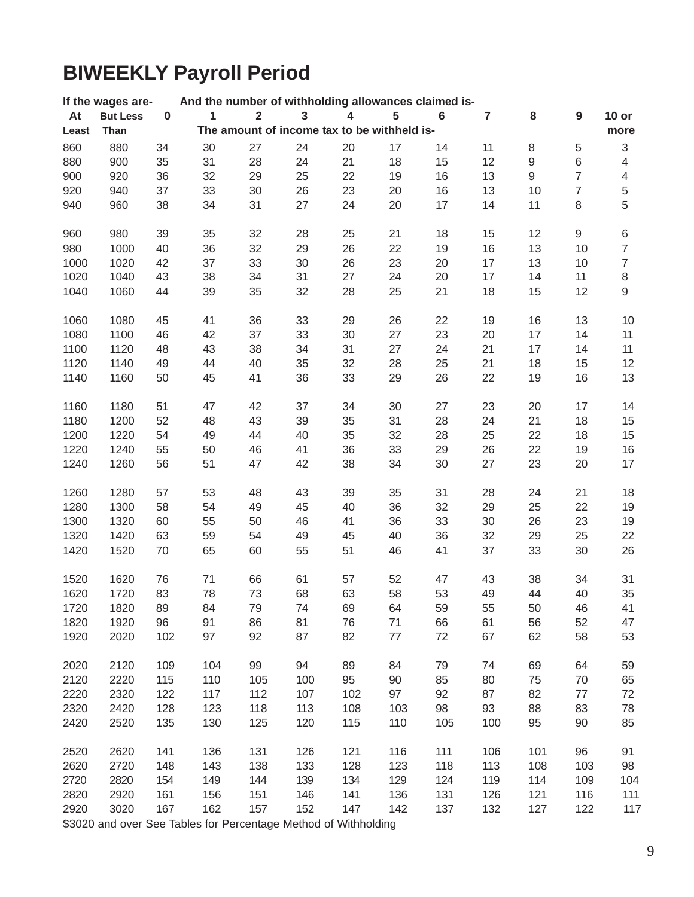# BIWEEKLY Payroll Period

| If the wages are- | | And the number of withholding allowances claimed is- | | | | | | | | | | |
|---|---|---|---|---|---|---|---|---|---|---|---|---|
| At Least | But Less Than | 0 | 1 | 2 | 3 | 4 | 5 | 6 | 7 | 8 | 9 | 10 or more |
| | | The amount of income tax to be withheld is- | | | | | | | | | | |
| 860 | 880 | 34 | 30 | 27 | 24 | 20 | 17 | 14 | 11 | 8 | 5 | 3 |
| 880 | 900 | 35 | 31 | 28 | 24 | 21 | 18 | 15 | 12 | 9 | 6 | 4 |
| 900 | 920 | 36 | 32 | 29 | 25 | 22 | 19 | 16 | 13 | 9 | 7 | 4 |
| 920 | 940 | 37 | 33 | 30 | 26 | 23 | 20 | 16 | 13 | 10 | 7 | 5 |
| 940 | 960 | 38 | 34 | 31 | 27 | 24 | 20 | 17 | 14 | 11 | 8 | 5 |
| 960 | 980 | 39 | 35 | 32 | 28 | 25 | 21 | 18 | 15 | 12 | 9 | 6 |
| 980 | 1000 | 40 | 36 | 32 | 29 | 26 | 22 | 19 | 16 | 13 | 10 | 7 |
| 1000 | 1020 | 42 | 37 | 33 | 30 | 26 | 23 | 20 | 17 | 13 | 10 | 7 |
| 1020 | 1040 | 43 | 38 | 34 | 31 | 27 | 24 | 20 | 17 | 14 | 11 | 8 |
| 1040 | 1060 | 44 | 39 | 35 | 32 | 28 | 25 | 21 | 18 | 15 | 12 | 9 |
| 1060 | 1080 | 45 | 41 | 36 | 33 | 29 | 26 | 22 | 19 | 16 | 13 | 10 |
| 1080 | 1100 | 46 | 42 | 37 | 33 | 30 | 27 | 23 | 20 | 17 | 14 | 11 |
| 1100 | 1120 | 48 | 43 | 38 | 34 | 31 | 27 | 24 | 21 | 17 | 14 | 11 |
| 1120 | 1140 | 49 | 44 | 40 | 35 | 32 | 28 | 25 | 21 | 18 | 15 | 12 |
| 1140 | 1160 | 50 | 45 | 41 | 36 | 33 | 29 | 26 | 22 | 19 | 16 | 13 |
| 1160 | 1180 | 51 | 47 | 42 | 37 | 34 | 30 | 27 | 23 | 20 | 17 | 14 |
| 1180 | 1200 | 52 | 48 | 43 | 39 | 35 | 31 | 28 | 24 | 21 | 18 | 15 |
| 1200 | 1220 | 54 | 49 | 44 | 40 | 35 | 32 | 28 | 25 | 22 | 18 | 15 |
| 1220 | 1240 | 55 | 50 | 46 | 41 | 36 | 33 | 29 | 26 | 22 | 19 | 16 |
| 1240 | 1260 | 56 | 51 | 47 | 42 | 38 | 34 | 30 | 27 | 23 | 20 | 17 |
| 1260 | 1280 | 57 | 53 | 48 | 43 | 39 | 35 | 31 | 28 | 24 | 21 | 18 |
| 1280 | 1300 | 58 | 54 | 49 | 45 | 40 | 36 | 32 | 29 | 25 | 22 | 19 |
| 1300 | 1320 | 60 | 55 | 50 | 46 | 41 | 36 | 33 | 30 | 26 | 23 | 19 |
| 1320 | 1420 | 63 | 59 | 54 | 49 | 45 | 40 | 36 | 32 | 29 | 25 | 22 |
| 1420 | 1520 | 70 | 65 | 60 | 55 | 51 | 46 | 41 | 37 | 33 | 30 | 26 |
| 1520 | 1620 | 76 | 71 | 66 | 61 | 57 | 52 | 47 | 43 | 38 | 34 | 31 |
| 1620 | 1720 | 83 | 78 | 73 | 68 | 63 | 58 | 53 | 49 | 44 | 40 | 35 |
| 1720 | 1820 | 89 | 84 | 79 | 74 | 69 | 64 | 59 | 55 | 50 | 46 | 41 |
| 1820 | 1920 | 96 | 91 | 86 | 81 | 76 | 71 | 66 | 61 | 56 | 52 | 47 |
| 1920 | 2020 | 102 | 97 | 92 | 87 | 82 | 77 | 72 | 67 | 62 | 58 | 53 |
| 2020 | 2120 | 109 | 104 | 99 | 94 | 89 | 84 | 79 | 74 | 69 | 64 | 59 |
| 2120 | 2220 | 115 | 110 | 105 | 100 | 95 | 90 | 85 | 80 | 75 | 70 | 65 |
| 2220 | 2320 | 122 | 117 | 112 | 107 | 102 | 97 | 92 | 87 | 82 | 77 | 72 |
| 2320 | 2420 | 128 | 123 | 118 | 113 | 108 | 103 | 98 | 93 | 88 | 83 | 78 |
| 2420 | 2520 | 135 | 130 | 125 | 120 | 115 | 110 | 105 | 100 | 95 | 90 | 85 |
| 2520 | 2620 | 141 | 136 | 131 | 126 | 121 | 116 | 111 | 106 | 101 | 96 | 91 |
| 2620 | 2720 | 148 | 143 | 138 | 133 | 128 | 123 | 118 | 113 | 108 | 103 | 98 |
| 2720 | 2820 | 154 | 149 | 144 | 139 | 134 | 129 | 124 | 119 | 114 | 109 | 104 |
| 2820 | 2920 | 161 | 156 | 151 | 146 | 141 | 136 | 131 | 126 | 121 | 116 | 111 |
| 2920 | 3020 | 167 | 162 | 157 | 152 | 147 | 142 | 137 | 132 | 127 | 122 | 117 |

$3020 and over See Tables for Percentage Method of Withholding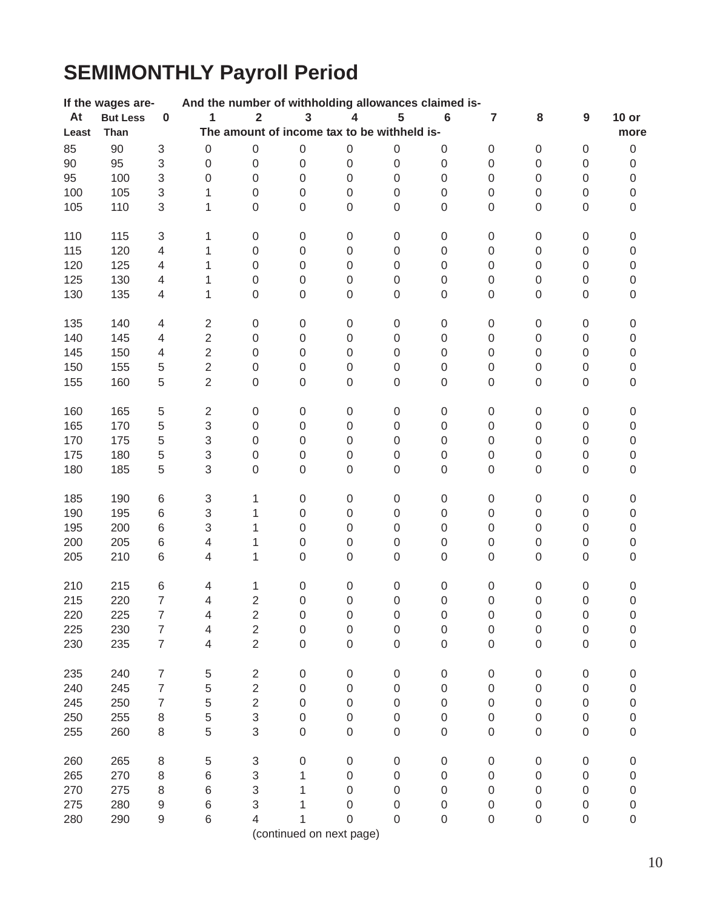# SEMIMONTHLY Payroll Period

| If the wages are- | | And the number of withholding allowances claimed is- | | | | | | | | | | |
|---|---|---|---|---|---|---|---|---|---|---|---|---|
| At Least | But Less Than | 0 | 1 | 2 | 3 | 4 | 5 | 6 | 7 | 8 | 9 | 10 or more |
| | | The amount of income tax to be withheld is- | | | | | | | | | | |
| 85 | 90 | 3 | 0 | 0 | 0 | 0 | 0 | 0 | 0 | 0 | 0 | 0 |
| 90 | 95 | 3 | 0 | 0 | 0 | 0 | 0 | 0 | 0 | 0 | 0 | 0 |
| 95 | 100 | 3 | 0 | 0 | 0 | 0 | 0 | 0 | 0 | 0 | 0 | 0 |
| 100 | 105 | 3 | 1 | 0 | 0 | 0 | 0 | 0 | 0 | 0 | 0 | 0 |
| 105 | 110 | 3 | 1 | 0 | 0 | 0 | 0 | 0 | 0 | 0 | 0 | 0 |
| 110 | 115 | 3 | 1 | 0 | 0 | 0 | 0 | 0 | 0 | 0 | 0 | 0 |
| 115 | 120 | 4 | 1 | 0 | 0 | 0 | 0 | 0 | 0 | 0 | 0 | 0 |
| 120 | 125 | 4 | 1 | 0 | 0 | 0 | 0 | 0 | 0 | 0 | 0 | 0 |
| 125 | 130 | 4 | 1 | 0 | 0 | 0 | 0 | 0 | 0 | 0 | 0 | 0 |
| 130 | 135 | 4 | 1 | 0 | 0 | 0 | 0 | 0 | 0 | 0 | 0 | 0 |
| 135 | 140 | 4 | 2 | 0 | 0 | 0 | 0 | 0 | 0 | 0 | 0 | 0 |
| 140 | 145 | 4 | 2 | 0 | 0 | 0 | 0 | 0 | 0 | 0 | 0 | 0 |
| 145 | 150 | 4 | 2 | 0 | 0 | 0 | 0 | 0 | 0 | 0 | 0 | 0 |
| 150 | 155 | 5 | 2 | 0 | 0 | 0 | 0 | 0 | 0 | 0 | 0 | 0 |
| 155 | 160 | 5 | 2 | 0 | 0 | 0 | 0 | 0 | 0 | 0 | 0 | 0 |
| 160 | 165 | 5 | 2 | 0 | 0 | 0 | 0 | 0 | 0 | 0 | 0 | 0 |
| 165 | 170 | 5 | 3 | 0 | 0 | 0 | 0 | 0 | 0 | 0 | 0 | 0 |
| 170 | 175 | 5 | 3 | 0 | 0 | 0 | 0 | 0 | 0 | 0 | 0 | 0 |
| 175 | 180 | 5 | 3 | 0 | 0 | 0 | 0 | 0 | 0 | 0 | 0 | 0 |
| 180 | 185 | 5 | 3 | 0 | 0 | 0 | 0 | 0 | 0 | 0 | 0 | 0 |
| 185 | 190 | 6 | 3 | 1 | 0 | 0 | 0 | 0 | 0 | 0 | 0 | 0 |
| 190 | 195 | 6 | 3 | 1 | 0 | 0 | 0 | 0 | 0 | 0 | 0 | 0 |
| 195 | 200 | 6 | 3 | 1 | 0 | 0 | 0 | 0 | 0 | 0 | 0 | 0 |
| 200 | 205 | 6 | 4 | 1 | 0 | 0 | 0 | 0 | 0 | 0 | 0 | 0 |
| 205 | 210 | 6 | 4 | 1 | 0 | 0 | 0 | 0 | 0 | 0 | 0 | 0 |
| 210 | 215 | 6 | 4 | 1 | 0 | 0 | 0 | 0 | 0 | 0 | 0 | 0 |
| 215 | 220 | 7 | 4 | 2 | 0 | 0 | 0 | 0 | 0 | 0 | 0 | 0 |
| 220 | 225 | 7 | 4 | 2 | 0 | 0 | 0 | 0 | 0 | 0 | 0 | 0 |
| 225 | 230 | 7 | 4 | 2 | 0 | 0 | 0 | 0 | 0 | 0 | 0 | 0 |
| 230 | 235 | 7 | 4 | 2 | 0 | 0 | 0 | 0 | 0 | 0 | 0 | 0 |
| 235 | 240 | 7 | 5 | 2 | 0 | 0 | 0 | 0 | 0 | 0 | 0 | 0 |
| 240 | 245 | 7 | 5 | 2 | 0 | 0 | 0 | 0 | 0 | 0 | 0 | 0 |
| 245 | 250 | 7 | 5 | 2 | 0 | 0 | 0 | 0 | 0 | 0 | 0 | 0 |
| 250 | 255 | 8 | 5 | 3 | 0 | 0 | 0 | 0 | 0 | 0 | 0 | 0 |
| 255 | 260 | 8 | 5 | 3 | 0 | 0 | 0 | 0 | 0 | 0 | 0 | 0 |
| 260 | 265 | 8 | 5 | 3 | 0 | 0 | 0 | 0 | 0 | 0 | 0 | 0 |
| 265 | 270 | 8 | 6 | 3 | 1 | 0 | 0 | 0 | 0 | 0 | 0 | 0 |
| 270 | 275 | 8 | 6 | 3 | 1 | 0 | 0 | 0 | 0 | 0 | 0 | 0 |
| 275 | 280 | 9 | 6 | 3 | 1 | 0 | 0 | 0 | 0 | 0 | 0 | 0 |
| 280 | 290 | 9 | 6 | 4 | 1 | 0 | 0 | 0 | 0 | 0 | 0 | 0 |

(continued on next page)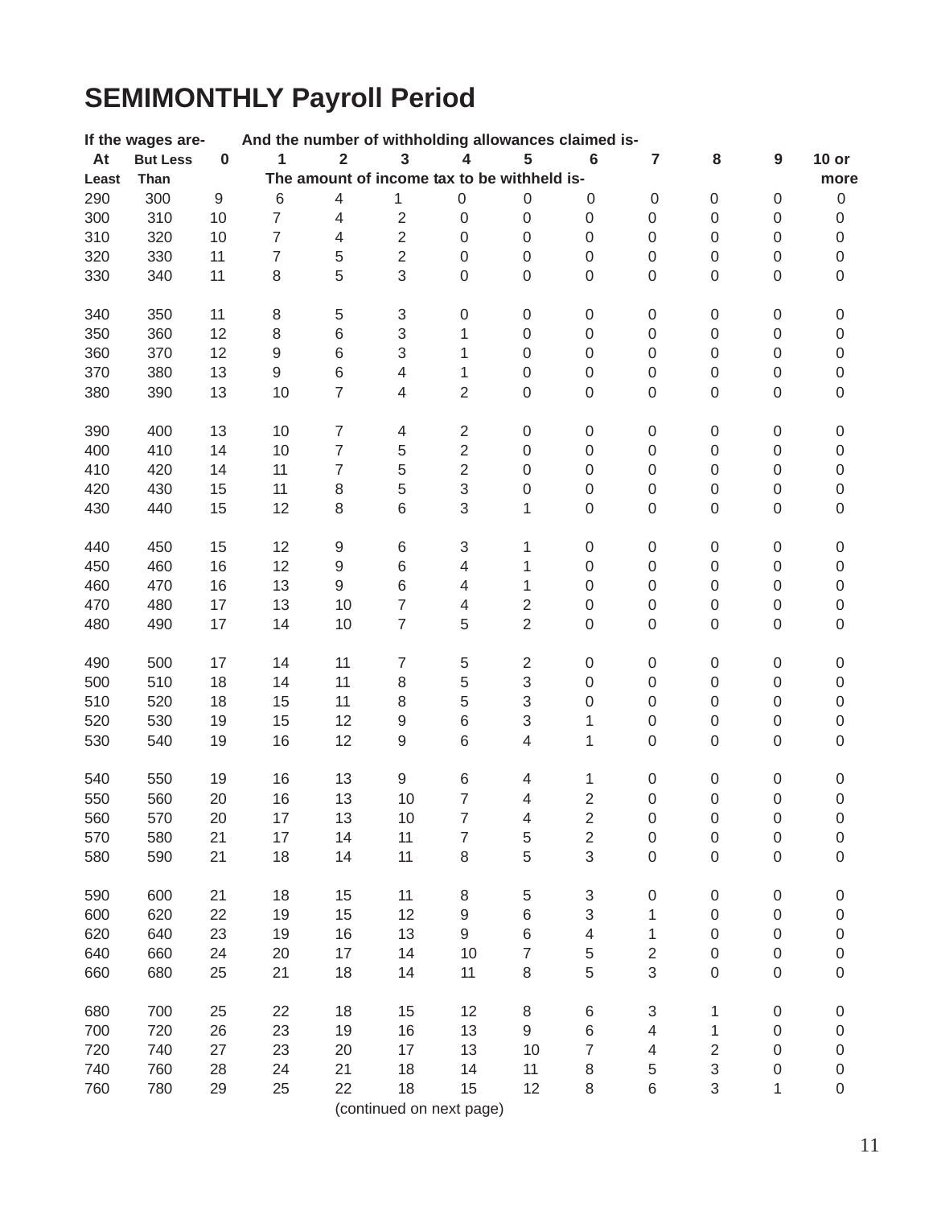# SEMIMONTHLY Payroll Period

| If the wages are- | | And the number of withholding allowances claimed is- | | | | | | | | | | |
|---|---|---|---|---|---|---|---|---|---|---|---|---|
| At Least | But Less Than | 0 | 1 | 2 | 3 | 4 | 5 | 6 | 7 | 8 | 9 | 10 or more |
| | | The amount of income tax to be withheld is- | | | | | | | | | | |
| 290 | 300 | 9 | 6 | 4 | 1 | 0 | 0 | 0 | 0 | 0 | 0 | 0 |
| 300 | 310 | 10 | 7 | 4 | 2 | 0 | 0 | 0 | 0 | 0 | 0 | 0 |
| 310 | 320 | 10 | 7 | 4 | 2 | 0 | 0 | 0 | 0 | 0 | 0 | 0 |
| 320 | 330 | 11 | 7 | 5 | 2 | 0 | 0 | 0 | 0 | 0 | 0 | 0 |
| 330 | 340 | 11 | 8 | 5 | 3 | 0 | 0 | 0 | 0 | 0 | 0 | 0 |
| 340 | 350 | 11 | 8 | 5 | 3 | 0 | 0 | 0 | 0 | 0 | 0 | 0 |
| 350 | 360 | 12 | 8 | 6 | 3 | 1 | 0 | 0 | 0 | 0 | 0 | 0 |
| 360 | 370 | 12 | 9 | 6 | 3 | 1 | 0 | 0 | 0 | 0 | 0 | 0 |
| 370 | 380 | 13 | 9 | 6 | 4 | 1 | 0 | 0 | 0 | 0 | 0 | 0 |
| 380 | 390 | 13 | 10 | 7 | 4 | 2 | 0 | 0 | 0 | 0 | 0 | 0 |
| 390 | 400 | 13 | 10 | 7 | 4 | 2 | 0 | 0 | 0 | 0 | 0 | 0 |
| 400 | 410 | 14 | 10 | 7 | 5 | 2 | 0 | 0 | 0 | 0 | 0 | 0 |
| 410 | 420 | 14 | 11 | 7 | 5 | 2 | 0 | 0 | 0 | 0 | 0 | 0 |
| 420 | 430 | 15 | 11 | 8 | 5 | 3 | 0 | 0 | 0 | 0 | 0 | 0 |
| 430 | 440 | 15 | 12 | 8 | 6 | 3 | 1 | 0 | 0 | 0 | 0 | 0 |
| 440 | 450 | 15 | 12 | 9 | 6 | 3 | 1 | 0 | 0 | 0 | 0 | 0 |
| 450 | 460 | 16 | 12 | 9 | 6 | 4 | 1 | 0 | 0 | 0 | 0 | 0 |
| 460 | 470 | 16 | 13 | 9 | 6 | 4 | 1 | 0 | 0 | 0 | 0 | 0 |
| 470 | 480 | 17 | 13 | 10 | 7 | 4 | 2 | 0 | 0 | 0 | 0 | 0 |
| 480 | 490 | 17 | 14 | 10 | 7 | 5 | 2 | 0 | 0 | 0 | 0 | 0 |
| 490 | 500 | 17 | 14 | 11 | 7 | 5 | 2 | 0 | 0 | 0 | 0 | 0 |
| 500 | 510 | 18 | 14 | 11 | 8 | 5 | 3 | 0 | 0 | 0 | 0 | 0 |
| 510 | 520 | 18 | 15 | 11 | 8 | 5 | 3 | 0 | 0 | 0 | 0 | 0 |
| 520 | 530 | 19 | 15 | 12 | 9 | 6 | 3 | 1 | 0 | 0 | 0 | 0 |
| 530 | 540 | 19 | 16 | 12 | 9 | 6 | 4 | 1 | 0 | 0 | 0 | 0 |
| 540 | 550 | 19 | 16 | 13 | 9 | 6 | 4 | 1 | 0 | 0 | 0 | 0 |
| 550 | 560 | 20 | 16 | 13 | 10 | 7 | 4 | 2 | 0 | 0 | 0 | 0 |
| 560 | 570 | 20 | 17 | 13 | 10 | 7 | 4 | 2 | 0 | 0 | 0 | 0 |
| 570 | 580 | 21 | 17 | 14 | 11 | 7 | 5 | 2 | 0 | 0 | 0 | 0 |
| 580 | 590 | 21 | 18 | 14 | 11 | 8 | 5 | 3 | 0 | 0 | 0 | 0 |
| 590 | 600 | 21 | 18 | 15 | 11 | 8 | 5 | 3 | 0 | 0 | 0 | 0 |
| 600 | 620 | 22 | 19 | 15 | 12 | 9 | 6 | 3 | 1 | 0 | 0 | 0 |
| 620 | 640 | 23 | 19 | 16 | 13 | 9 | 6 | 4 | 1 | 0 | 0 | 0 |
| 640 | 660 | 24 | 20 | 17 | 14 | 10 | 7 | 5 | 2 | 0 | 0 | 0 |
| 660 | 680 | 25 | 21 | 18 | 14 | 11 | 8 | 5 | 3 | 0 | 0 | 0 |
| 680 | 700 | 25 | 22 | 18 | 15 | 12 | 8 | 6 | 3 | 1 | 0 | 0 |
| 700 | 720 | 26 | 23 | 19 | 16 | 13 | 9 | 6 | 4 | 1 | 0 | 0 |
| 720 | 740 | 27 | 23 | 20 | 17 | 13 | 10 | 7 | 4 | 2 | 0 | 0 |
| 740 | 760 | 28 | 24 | 21 | 18 | 14 | 11 | 8 | 5 | 3 | 0 | 0 |
| 760 | 780 | 29 | 25 | 22 | 18 | 15 | 12 | 8 | 6 | 3 | 1 | 0 |

(continued on next page)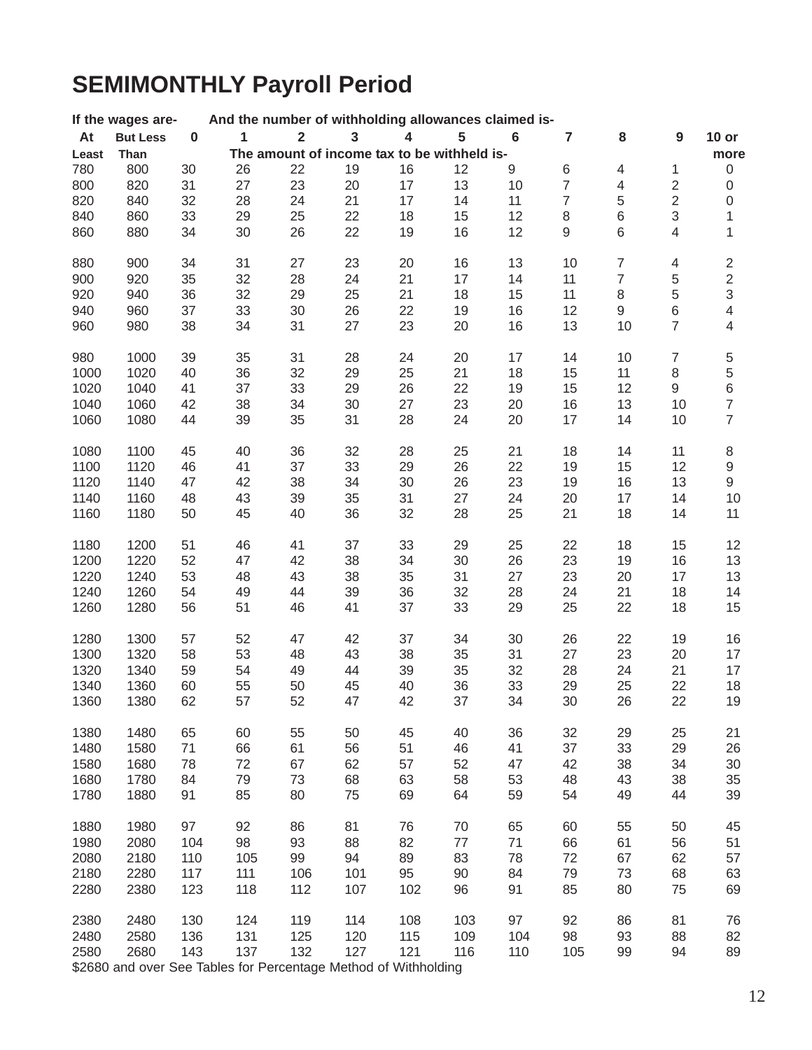# SEMIMONTHLY Payroll Period

| If the wages are- | | And the number of withholding allowances claimed is- | | | | | | | | | | |
|---|---|---|---|---|---|---|---|---|---|---|---|---|
| At Least | But Less Than | 0 | 1 | 2 | 3 | 4 | 5 | 6 | 7 | 8 | 9 | 10 or more |
| | | The amount of income tax to be withheld is- | | | | | | | | | | |
| 780 | 800 | 30 | 26 | 22 | 19 | 16 | 12 | 9 | 6 | 4 | 1 | 0 |
| 800 | 820 | 31 | 27 | 23 | 20 | 17 | 13 | 10 | 7 | 4 | 2 | 0 |
| 820 | 840 | 32 | 28 | 24 | 21 | 17 | 14 | 11 | 7 | 5 | 2 | 0 |
| 840 | 860 | 33 | 29 | 25 | 22 | 18 | 15 | 12 | 8 | 6 | 3 | 1 |
| 860 | 880 | 34 | 30 | 26 | 22 | 19 | 16 | 12 | 9 | 6 | 4 | 1 |
| 880 | 900 | 34 | 31 | 27 | 23 | 20 | 16 | 13 | 10 | 7 | 4 | 2 |
| 900 | 920 | 35 | 32 | 28 | 24 | 21 | 17 | 14 | 11 | 7 | 5 | 2 |
| 920 | 940 | 36 | 32 | 29 | 25 | 21 | 18 | 15 | 11 | 8 | 5 | 3 |
| 940 | 960 | 37 | 33 | 30 | 26 | 22 | 19 | 16 | 12 | 9 | 6 | 4 |
| 960 | 980 | 38 | 34 | 31 | 27 | 23 | 20 | 16 | 13 | 10 | 7 | 4 |
| 980 | 1000 | 39 | 35 | 31 | 28 | 24 | 20 | 17 | 14 | 10 | 7 | 5 |
| 1000 | 1020 | 40 | 36 | 32 | 29 | 25 | 21 | 18 | 15 | 11 | 8 | 5 |
| 1020 | 1040 | 41 | 37 | 33 | 29 | 26 | 22 | 19 | 15 | 12 | 9 | 6 |
| 1040 | 1060 | 42 | 38 | 34 | 30 | 27 | 23 | 20 | 16 | 13 | 10 | 7 |
| 1060 | 1080 | 44 | 39 | 35 | 31 | 28 | 24 | 20 | 17 | 14 | 10 | 7 |
| 1080 | 1100 | 45 | 40 | 36 | 32 | 28 | 25 | 21 | 18 | 14 | 11 | 8 |
| 1100 | 1120 | 46 | 41 | 37 | 33 | 29 | 26 | 22 | 19 | 15 | 12 | 9 |
| 1120 | 1140 | 47 | 42 | 38 | 34 | 30 | 26 | 23 | 19 | 16 | 13 | 9 |
| 1140 | 1160 | 48 | 43 | 39 | 35 | 31 | 27 | 24 | 20 | 17 | 14 | 10 |
| 1160 | 1180 | 50 | 45 | 40 | 36 | 32 | 28 | 25 | 21 | 18 | 14 | 11 |
| 1180 | 1200 | 51 | 46 | 41 | 37 | 33 | 29 | 25 | 22 | 18 | 15 | 12 |
| 1200 | 1220 | 52 | 47 | 42 | 38 | 34 | 30 | 26 | 23 | 19 | 16 | 13 |
| 1220 | 1240 | 53 | 48 | 43 | 38 | 35 | 31 | 27 | 23 | 20 | 17 | 13 |
| 1240 | 1260 | 54 | 49 | 44 | 39 | 36 | 32 | 28 | 24 | 21 | 18 | 14 |
| 1260 | 1280 | 56 | 51 | 46 | 41 | 37 | 33 | 29 | 25 | 22 | 18 | 15 |
| 1280 | 1300 | 57 | 52 | 47 | 42 | 37 | 34 | 30 | 26 | 22 | 19 | 16 |
| 1300 | 1320 | 58 | 53 | 48 | 43 | 38 | 35 | 31 | 27 | 23 | 20 | 17 |
| 1320 | 1340 | 59 | 54 | 49 | 44 | 39 | 35 | 32 | 28 | 24 | 21 | 17 |
| 1340 | 1360 | 60 | 55 | 50 | 45 | 40 | 36 | 33 | 29 | 25 | 22 | 18 |
| 1360 | 1380 | 62 | 57 | 52 | 47 | 42 | 37 | 34 | 30 | 26 | 22 | 19 |
| 1380 | 1480 | 65 | 60 | 55 | 50 | 45 | 40 | 36 | 32 | 29 | 25 | 21 |
| 1480 | 1580 | 71 | 66 | 61 | 56 | 51 | 46 | 41 | 37 | 33 | 29 | 26 |
| 1580 | 1680 | 78 | 72 | 67 | 62 | 57 | 52 | 47 | 42 | 38 | 34 | 30 |
| 1680 | 1780 | 84 | 79 | 73 | 68 | 63 | 58 | 53 | 48 | 43 | 38 | 35 |
| 1780 | 1880 | 91 | 85 | 80 | 75 | 69 | 64 | 59 | 54 | 49 | 44 | 39 |
| 1880 | 1980 | 97 | 92 | 86 | 81 | 76 | 70 | 65 | 60 | 55 | 50 | 45 |
| 1980 | 2080 | 104 | 98 | 93 | 88 | 82 | 77 | 71 | 66 | 61 | 56 | 51 |
| 2080 | 2180 | 110 | 105 | 99 | 94 | 89 | 83 | 78 | 72 | 67 | 62 | 57 |
| 2180 | 2280 | 117 | 111 | 106 | 101 | 95 | 90 | 84 | 79 | 73 | 68 | 63 |
| 2280 | 2380 | 123 | 118 | 112 | 107 | 102 | 96 | 91 | 85 | 80 | 75 | 69 |
| 2380 | 2480 | 130 | 124 | 119 | 114 | 108 | 103 | 97 | 92 | 86 | 81 | 76 |
| 2480 | 2580 | 136 | 131 | 125 | 120 | 115 | 109 | 104 | 98 | 93 | 88 | 82 |
| 2580 | 2680 | 143 | 137 | 132 | 127 | 121 | 116 | 110 | 105 | 99 | 94 | 89 |

$2680 and over See Tables for Percentage Method of Withholding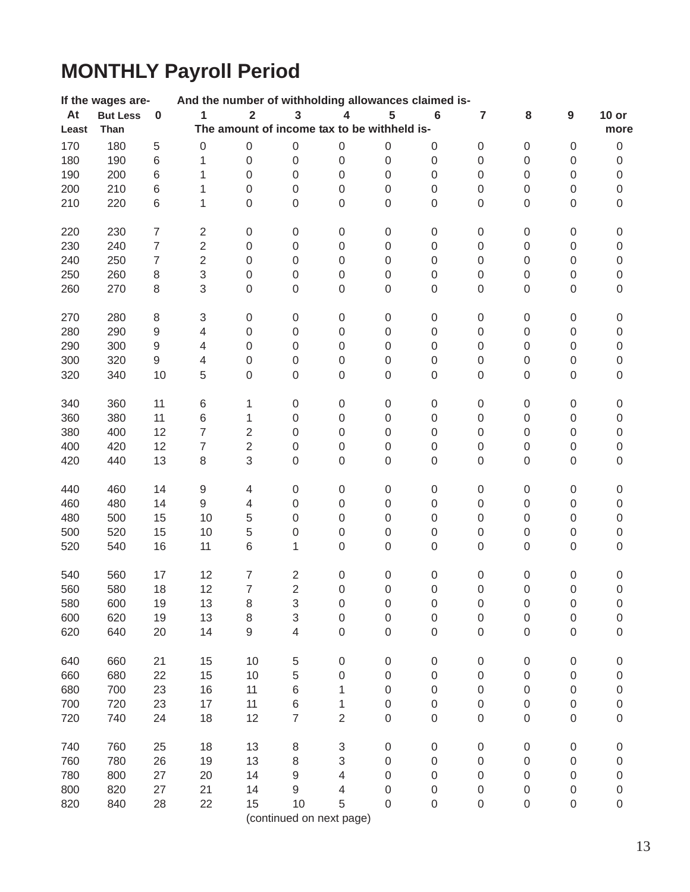# MONTHLY Payroll Period

| If the wages are- | | And the number of withholding allowances claimed is- | | | | | | | | | | |
|---|---|---|---|---|---|---|---|---|---|---|---|---|
| At Least | But Less Than | 0 | 1 | 2 | 3 | 4 | 5 | 6 | 7 | 8 | 9 | 10 or more |
| | | The amount of income tax to be withheld is- | | | | | | | | | | |
| 170 | 180 | 5 | 0 | 0 | 0 | 0 | 0 | 0 | 0 | 0 | 0 | 0 |
| 180 | 190 | 6 | 1 | 0 | 0 | 0 | 0 | 0 | 0 | 0 | 0 | 0 |
| 190 | 200 | 6 | 1 | 0 | 0 | 0 | 0 | 0 | 0 | 0 | 0 | 0 |
| 200 | 210 | 6 | 1 | 0 | 0 | 0 | 0 | 0 | 0 | 0 | 0 | 0 |
| 210 | 220 | 6 | 1 | 0 | 0 | 0 | 0 | 0 | 0 | 0 | 0 | 0 |
| 220 | 230 | 7 | 2 | 0 | 0 | 0 | 0 | 0 | 0 | 0 | 0 | 0 |
| 230 | 240 | 7 | 2 | 0 | 0 | 0 | 0 | 0 | 0 | 0 | 0 | 0 |
| 240 | 250 | 7 | 2 | 0 | 0 | 0 | 0 | 0 | 0 | 0 | 0 | 0 |
| 250 | 260 | 8 | 3 | 0 | 0 | 0 | 0 | 0 | 0 | 0 | 0 | 0 |
| 260 | 270 | 8 | 3 | 0 | 0 | 0 | 0 | 0 | 0 | 0 | 0 | 0 |
| 270 | 280 | 8 | 3 | 0 | 0 | 0 | 0 | 0 | 0 | 0 | 0 | 0 |
| 280 | 290 | 9 | 4 | 0 | 0 | 0 | 0 | 0 | 0 | 0 | 0 | 0 |
| 290 | 300 | 9 | 4 | 0 | 0 | 0 | 0 | 0 | 0 | 0 | 0 | 0 |
| 300 | 320 | 9 | 4 | 0 | 0 | 0 | 0 | 0 | 0 | 0 | 0 | 0 |
| 320 | 340 | 10 | 5 | 0 | 0 | 0 | 0 | 0 | 0 | 0 | 0 | 0 |
| 340 | 360 | 11 | 6 | 1 | 0 | 0 | 0 | 0 | 0 | 0 | 0 | 0 |
| 360 | 380 | 11 | 6 | 1 | 0 | 0 | 0 | 0 | 0 | 0 | 0 | 0 |
| 380 | 400 | 12 | 7 | 2 | 0 | 0 | 0 | 0 | 0 | 0 | 0 | 0 |
| 400 | 420 | 12 | 7 | 2 | 0 | 0 | 0 | 0 | 0 | 0 | 0 | 0 |
| 420 | 440 | 13 | 8 | 3 | 0 | 0 | 0 | 0 | 0 | 0 | 0 | 0 |
| 440 | 460 | 14 | 9 | 4 | 0 | 0 | 0 | 0 | 0 | 0 | 0 | 0 |
| 460 | 480 | 14 | 9 | 4 | 0 | 0 | 0 | 0 | 0 | 0 | 0 | 0 |
| 480 | 500 | 15 | 10 | 5 | 0 | 0 | 0 | 0 | 0 | 0 | 0 | 0 |
| 500 | 520 | 15 | 10 | 5 | 0 | 0 | 0 | 0 | 0 | 0 | 0 | 0 |
| 520 | 540 | 16 | 11 | 6 | 1 | 0 | 0 | 0 | 0 | 0 | 0 | 0 |
| 540 | 560 | 17 | 12 | 7 | 2 | 0 | 0 | 0 | 0 | 0 | 0 | 0 |
| 560 | 580 | 18 | 12 | 7 | 2 | 0 | 0 | 0 | 0 | 0 | 0 | 0 |
| 580 | 600 | 19 | 13 | 8 | 3 | 0 | 0 | 0 | 0 | 0 | 0 | 0 |
| 600 | 620 | 19 | 13 | 8 | 3 | 0 | 0 | 0 | 0 | 0 | 0 | 0 |
| 620 | 640 | 20 | 14 | 9 | 4 | 0 | 0 | 0 | 0 | 0 | 0 | 0 |
| 640 | 660 | 21 | 15 | 10 | 5 | 0 | 0 | 0 | 0 | 0 | 0 | 0 |
| 660 | 680 | 22 | 15 | 10 | 5 | 0 | 0 | 0 | 0 | 0 | 0 | 0 |
| 680 | 700 | 23 | 16 | 11 | 6 | 1 | 0 | 0 | 0 | 0 | 0 | 0 |
| 700 | 720 | 23 | 17 | 11 | 6 | 1 | 0 | 0 | 0 | 0 | 0 | 0 |
| 720 | 740 | 24 | 18 | 12 | 7 | 2 | 0 | 0 | 0 | 0 | 0 | 0 |
| 740 | 760 | 25 | 18 | 13 | 8 | 3 | 0 | 0 | 0 | 0 | 0 | 0 |
| 760 | 780 | 26 | 19 | 13 | 8 | 3 | 0 | 0 | 0 | 0 | 0 | 0 |
| 780 | 800 | 27 | 20 | 14 | 9 | 4 | 0 | 0 | 0 | 0 | 0 | 0 |
| 800 | 820 | 27 | 21 | 14 | 9 | 4 | 0 | 0 | 0 | 0 | 0 | 0 |
| 820 | 840 | 28 | 22 | 15 | 10 | 5 | 0 | 0 | 0 | 0 | 0 | 0 |

(continued on next page)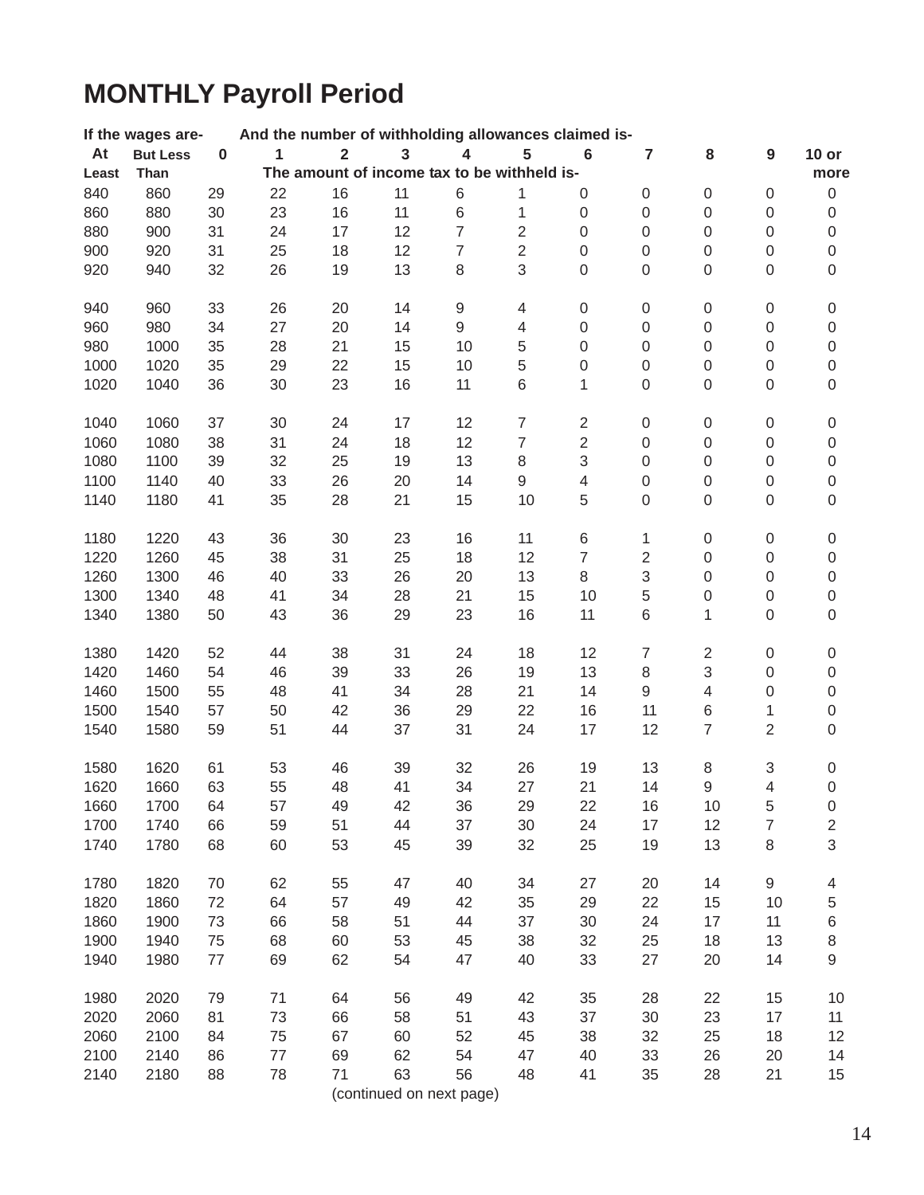# MONTHLY Payroll Period

| If the wages are- | | And the number of withholding allowances claimed is- | | | | | | | | | | |
|---|---|---|---|---|---|---|---|---|---|---|---|---|
| At Least | But Less Than | 0 | 1 | 2 | 3 | 4 | 5 | 6 | 7 | 8 | 9 | 10 or more |
| | | The amount of income tax to be withheld is- | | | | | | | | | | |
| 840 | 860 | 29 | 22 | 16 | 11 | 6 | 1 | 0 | 0 | 0 | 0 | 0 |
| 860 | 880 | 30 | 23 | 16 | 11 | 6 | 1 | 0 | 0 | 0 | 0 | 0 |
| 880 | 900 | 31 | 24 | 17 | 12 | 7 | 2 | 0 | 0 | 0 | 0 | 0 |
| 900 | 920 | 31 | 25 | 18 | 12 | 7 | 2 | 0 | 0 | 0 | 0 | 0 |
| 920 | 940 | 32 | 26 | 19 | 13 | 8 | 3 | 0 | 0 | 0 | 0 | 0 |
| 940 | 960 | 33 | 26 | 20 | 14 | 9 | 4 | 0 | 0 | 0 | 0 | 0 |
| 960 | 980 | 34 | 27 | 20 | 14 | 9 | 4 | 0 | 0 | 0 | 0 | 0 |
| 980 | 1000 | 35 | 28 | 21 | 15 | 10 | 5 | 0 | 0 | 0 | 0 | 0 |
| 1000 | 1020 | 35 | 29 | 22 | 15 | 10 | 5 | 0 | 0 | 0 | 0 | 0 |
| 1020 | 1040 | 36 | 30 | 23 | 16 | 11 | 6 | 1 | 0 | 0 | 0 | 0 |
| 1040 | 1060 | 37 | 30 | 24 | 17 | 12 | 7 | 2 | 0 | 0 | 0 | 0 |
| 1060 | 1080 | 38 | 31 | 24 | 18 | 12 | 7 | 2 | 0 | 0 | 0 | 0 |
| 1080 | 1100 | 39 | 32 | 25 | 19 | 13 | 8 | 3 | 0 | 0 | 0 | 0 |
| 1100 | 1140 | 40 | 33 | 26 | 20 | 14 | 9 | 4 | 0 | 0 | 0 | 0 |
| 1140 | 1180 | 41 | 35 | 28 | 21 | 15 | 10 | 5 | 0 | 0 | 0 | 0 |
| 1180 | 1220 | 43 | 36 | 30 | 23 | 16 | 11 | 6 | 1 | 0 | 0 | 0 |
| 1220 | 1260 | 45 | 38 | 31 | 25 | 18 | 12 | 7 | 2 | 0 | 0 | 0 |
| 1260 | 1300 | 46 | 40 | 33 | 26 | 20 | 13 | 8 | 3 | 0 | 0 | 0 |
| 1300 | 1340 | 48 | 41 | 34 | 28 | 21 | 15 | 10 | 5 | 0 | 0 | 0 |
| 1340 | 1380 | 50 | 43 | 36 | 29 | 23 | 16 | 11 | 6 | 1 | 0 | 0 |
| 1380 | 1420 | 52 | 44 | 38 | 31 | 24 | 18 | 12 | 7 | 2 | 0 | 0 |
| 1420 | 1460 | 54 | 46 | 39 | 33 | 26 | 19 | 13 | 8 | 3 | 0 | 0 |
| 1460 | 1500 | 55 | 48 | 41 | 34 | 28 | 21 | 14 | 9 | 4 | 0 | 0 |
| 1500 | 1540 | 57 | 50 | 42 | 36 | 29 | 22 | 16 | 11 | 6 | 1 | 0 |
| 1540 | 1580 | 59 | 51 | 44 | 37 | 31 | 24 | 17 | 12 | 7 | 2 | 0 |
| 1580 | 1620 | 61 | 53 | 46 | 39 | 32 | 26 | 19 | 13 | 8 | 3 | 0 |
| 1620 | 1660 | 63 | 55 | 48 | 41 | 34 | 27 | 21 | 14 | 9 | 4 | 0 |
| 1660 | 1700 | 64 | 57 | 49 | 42 | 36 | 29 | 22 | 16 | 10 | 5 | 0 |
| 1700 | 1740 | 66 | 59 | 51 | 44 | 37 | 30 | 24 | 17 | 12 | 7 | 2 |
| 1740 | 1780 | 68 | 60 | 53 | 45 | 39 | 32 | 25 | 19 | 13 | 8 | 3 |
| 1780 | 1820 | 70 | 62 | 55 | 47 | 40 | 34 | 27 | 20 | 14 | 9 | 4 |
| 1820 | 1860 | 72 | 64 | 57 | 49 | 42 | 35 | 29 | 22 | 15 | 10 | 5 |
| 1860 | 1900 | 73 | 66 | 58 | 51 | 44 | 37 | 30 | 24 | 17 | 11 | 6 |
| 1900 | 1940 | 75 | 68 | 60 | 53 | 45 | 38 | 32 | 25 | 18 | 13 | 8 |
| 1940 | 1980 | 77 | 69 | 62 | 54 | 47 | 40 | 33 | 27 | 20 | 14 | 9 |
| 1980 | 2020 | 79 | 71 | 64 | 56 | 49 | 42 | 35 | 28 | 22 | 15 | 10 |
| 2020 | 2060 | 81 | 73 | 66 | 58 | 51 | 43 | 37 | 30 | 23 | 17 | 11 |
| 2060 | 2100 | 84 | 75 | 67 | 60 | 52 | 45 | 38 | 32 | 25 | 18 | 12 |
| 2100 | 2140 | 86 | 77 | 69 | 62 | 54 | 47 | 40 | 33 | 26 | 20 | 14 |
| 2140 | 2180 | 88 | 78 | 71 | 63 | 56 | 48 | 41 | 35 | 28 | 21 | 15 |

(continued on next page)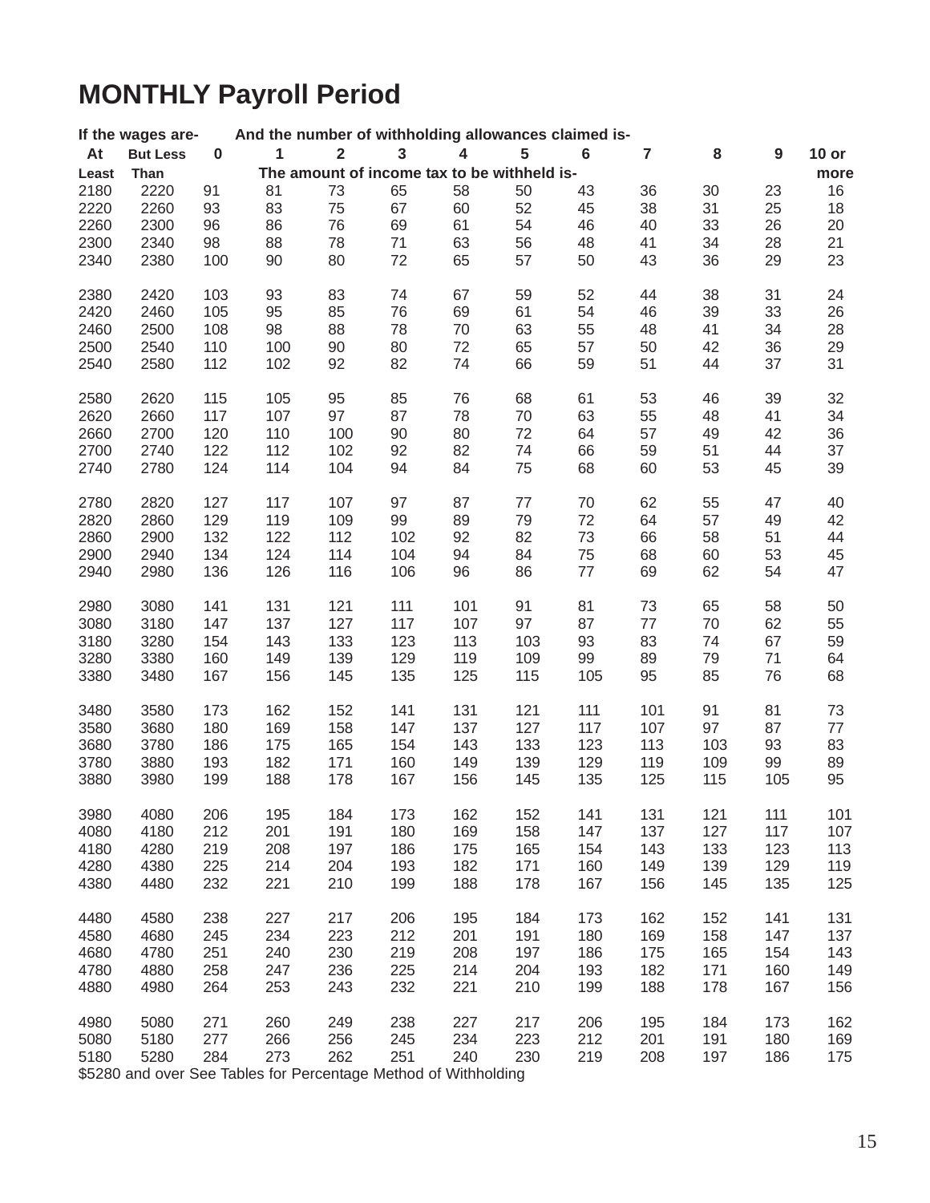# MONTHLY Payroll Period

| If the wages are- | | And the number of withholding allowances claimed is- | | | | | | | | | | |
|---|---|---|---|---|---|---|---|---|---|---|---|---|
| At Least | But Less Than | 0 | 1 | 2 | 3 | 4 | 5 | 6 | 7 | 8 | 9 | 10 or more |
| | | The amount of income tax to be withheld is- | | | | | | | | | | |
| 2180 | 2220 | 91 | 81 | 73 | 65 | 58 | 50 | 43 | 36 | 30 | 23 | 16 |
| 2220 | 2260 | 93 | 83 | 75 | 67 | 60 | 52 | 45 | 38 | 31 | 25 | 18 |
| 2260 | 2300 | 96 | 86 | 76 | 69 | 61 | 54 | 46 | 40 | 33 | 26 | 20 |
| 2300 | 2340 | 98 | 88 | 78 | 71 | 63 | 56 | 48 | 41 | 34 | 28 | 21 |
| 2340 | 2380 | 100 | 90 | 80 | 72 | 65 | 57 | 50 | 43 | 36 | 29 | 23 |
| 2380 | 2420 | 103 | 93 | 83 | 74 | 67 | 59 | 52 | 44 | 38 | 31 | 24 |
| 2420 | 2460 | 105 | 95 | 85 | 76 | 69 | 61 | 54 | 46 | 39 | 33 | 26 |
| 2460 | 2500 | 108 | 98 | 88 | 78 | 70 | 63 | 55 | 48 | 41 | 34 | 28 |
| 2500 | 2540 | 110 | 100 | 90 | 80 | 72 | 65 | 57 | 50 | 42 | 36 | 29 |
| 2540 | 2580 | 112 | 102 | 92 | 82 | 74 | 66 | 59 | 51 | 44 | 37 | 31 |
| 2580 | 2620 | 115 | 105 | 95 | 85 | 76 | 68 | 61 | 53 | 46 | 39 | 32 |
| 2620 | 2660 | 117 | 107 | 97 | 87 | 78 | 70 | 63 | 55 | 48 | 41 | 34 |
| 2660 | 2700 | 120 | 110 | 100 | 90 | 80 | 72 | 64 | 57 | 49 | 42 | 36 |
| 2700 | 2740 | 122 | 112 | 102 | 92 | 82 | 74 | 66 | 59 | 51 | 44 | 37 |
| 2740 | 2780 | 124 | 114 | 104 | 94 | 84 | 75 | 68 | 60 | 53 | 45 | 39 |
| 2780 | 2820 | 127 | 117 | 107 | 97 | 87 | 77 | 70 | 62 | 55 | 47 | 40 |
| 2820 | 2860 | 129 | 119 | 109 | 99 | 89 | 79 | 72 | 64 | 57 | 49 | 42 |
| 2860 | 2900 | 132 | 122 | 112 | 102 | 92 | 82 | 73 | 66 | 58 | 51 | 44 |
| 2900 | 2940 | 134 | 124 | 114 | 104 | 94 | 84 | 75 | 68 | 60 | 53 | 45 |
| 2940 | 2980 | 136 | 126 | 116 | 106 | 96 | 86 | 77 | 69 | 62 | 54 | 47 |
| 2980 | 3080 | 141 | 131 | 121 | 111 | 101 | 91 | 81 | 73 | 65 | 58 | 50 |
| 3080 | 3180 | 147 | 137 | 127 | 117 | 107 | 97 | 87 | 77 | 70 | 62 | 55 |
| 3180 | 3280 | 154 | 143 | 133 | 123 | 113 | 103 | 93 | 83 | 74 | 67 | 59 |
| 3280 | 3380 | 160 | 149 | 139 | 129 | 119 | 109 | 99 | 89 | 79 | 71 | 64 |
| 3380 | 3480 | 167 | 156 | 145 | 135 | 125 | 115 | 105 | 95 | 85 | 76 | 68 |
| 3480 | 3580 | 173 | 162 | 152 | 141 | 131 | 121 | 111 | 101 | 91 | 81 | 73 |
| 3580 | 3680 | 180 | 169 | 158 | 147 | 137 | 127 | 117 | 107 | 97 | 87 | 77 |
| 3680 | 3780 | 186 | 175 | 165 | 154 | 143 | 133 | 123 | 113 | 103 | 93 | 83 |
| 3780 | 3880 | 193 | 182 | 171 | 160 | 149 | 139 | 129 | 119 | 109 | 99 | 89 |
| 3880 | 3980 | 199 | 188 | 178 | 167 | 156 | 145 | 135 | 125 | 115 | 105 | 95 |
| 3980 | 4080 | 206 | 195 | 184 | 173 | 162 | 152 | 141 | 131 | 121 | 111 | 101 |
| 4080 | 4180 | 212 | 201 | 191 | 180 | 169 | 158 | 147 | 137 | 127 | 117 | 107 |
| 4180 | 4280 | 219 | 208 | 197 | 186 | 175 | 165 | 154 | 143 | 133 | 123 | 113 |
| 4280 | 4380 | 225 | 214 | 204 | 193 | 182 | 171 | 160 | 149 | 139 | 129 | 119 |
| 4380 | 4480 | 232 | 221 | 210 | 199 | 188 | 178 | 167 | 156 | 145 | 135 | 125 |
| 4480 | 4580 | 238 | 227 | 217 | 206 | 195 | 184 | 173 | 162 | 152 | 141 | 131 |
| 4580 | 4680 | 245 | 234 | 223 | 212 | 201 | 191 | 180 | 169 | 158 | 147 | 137 |
| 4680 | 4780 | 251 | 240 | 230 | 219 | 208 | 197 | 186 | 175 | 165 | 154 | 143 |
| 4780 | 4880 | 258 | 247 | 236 | 225 | 214 | 204 | 193 | 182 | 171 | 160 | 149 |
| 4880 | 4980 | 264 | 253 | 243 | 232 | 221 | 210 | 199 | 188 | 178 | 167 | 156 |
| 4980 | 5080 | 271 | 260 | 249 | 238 | 227 | 217 | 206 | 195 | 184 | 173 | 162 |
| 5080 | 5180 | 277 | 266 | 256 | 245 | 234 | 223 | 212 | 201 | 191 | 180 | 169 |
| 5180 | 5280 | 284 | 273 | 262 | 251 | 240 | 230 | 219 | 208 | 197 | 186 | 175 |

$5280 and over See Tables for Percentage Method of Withholding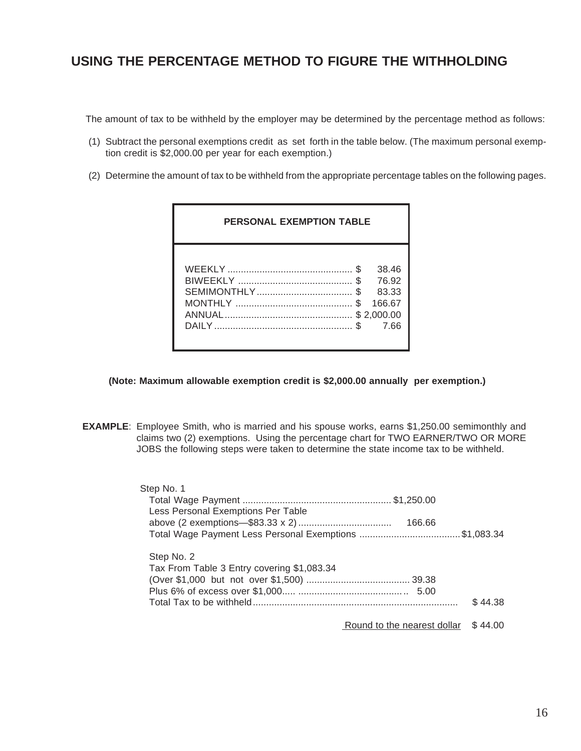# USING THE PERCENTAGE METHOD TO FIGURE THE WITHHOLDING

The amount of tax to be withheld by the employer may be determined by the percentage method as follows:

(1) Subtract the personal exemptions credit as set forth in the table below. (The maximum personal exemption credit is $2,000.00 per year for each exemption.)

(2) Determine the amount of tax to be withheld from the appropriate percentage tables on the following pages.

| PERSONAL EXEMPTION TABLE | |
|---|---|
| WEEKLY | $ 38.46 |
| BIWEEKLY | $ 76.92 |
| SEMIMONTHLY | $ 83.33 |
| MONTHLY | $ 166.67 |
| ANNUAL | $ 2,000.00 |
| DAILY | $ 7.66 |

**(Note: Maximum allowable exemption credit is $2,000.00 annually per exemption.)**

**EXAMPLE**: Employee Smith, who is married and his spouse works, earns $1,250.00 semimonthly and claims two (2) exemptions. Using the percentage chart for TWO EARNER/TWO OR MORE JOBS the following steps were taken to determine the state income tax to be withheld.

Step No. 1

| | | |
|---|---|---|
| Total Wage Payment | $1,250.00 | |
| Less Personal Exemptions Per Table above (2 exemptions—$83.33 x 2) | 166.66 | |
| Total Wage Payment Less Personal Exemptions | | $1,083.34 |

Step No. 2

| | | |
|---|---|---|
| Tax From Table 3 Entry covering $1,083.34 (Over $1,000 but not over $1,500) | 39.38 | |
| Plus 6% of excess over $1,000 | 5.00 | |
| Total Tax to be withheld | | $ 44.38 |
| Round to the nearest dollar | | $ 44.00 |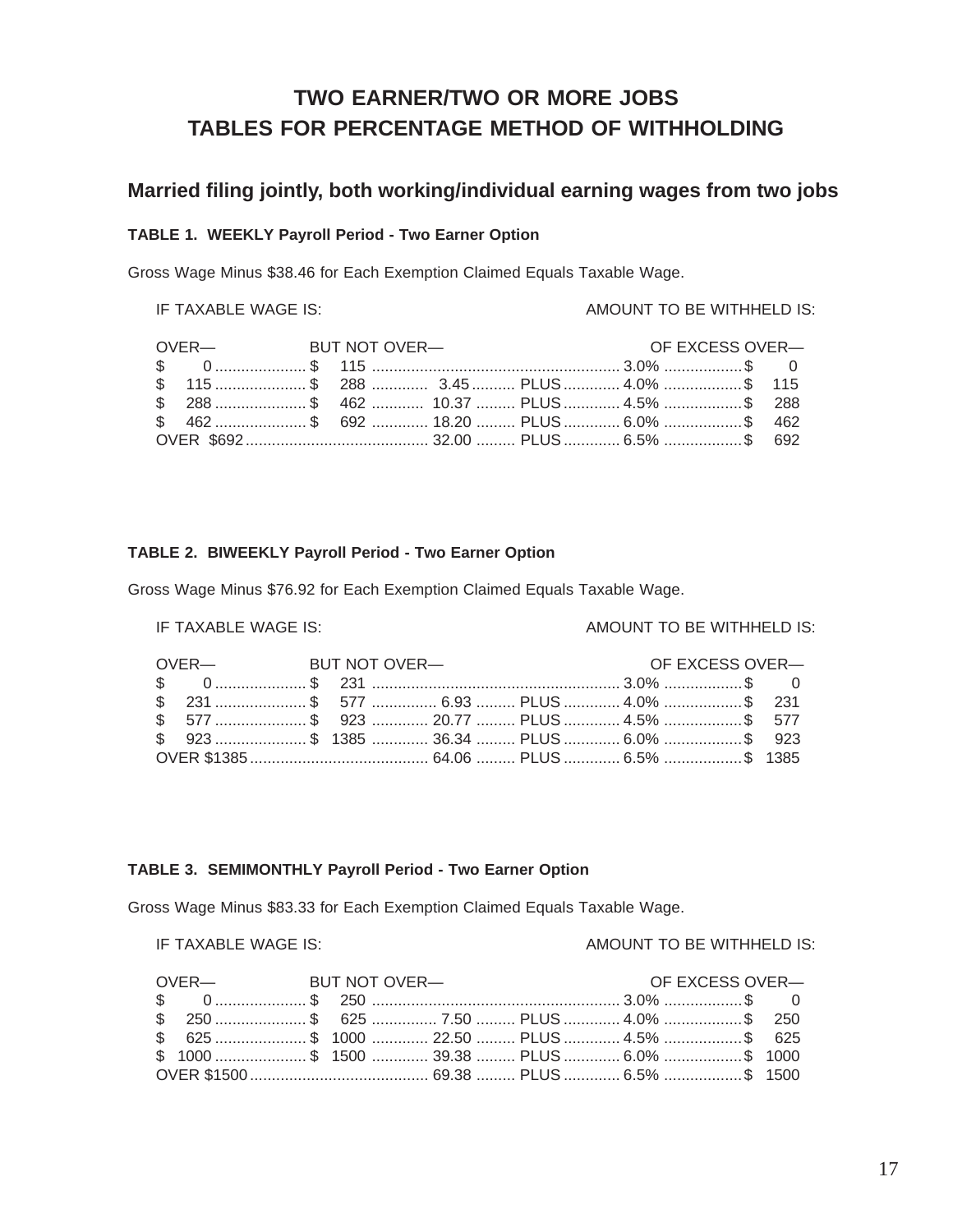# TWO EARNER/TWO OR MORE JOBS
# TABLES FOR PERCENTAGE METHOD OF WITHHOLDING

## Married filing jointly, both working/individual earning wages from two jobs

### TABLE 1. WEEKLY Payroll Period - Two Earner Option

Gross Wage Minus $38.46 for Each Exemption Claimed Equals Taxable Wage.

| IF TAXABLE WAGE IS: OVER— | BUT NOT OVER— | AMOUNT TO BE WITHHELD IS: | | | OF EXCESS OVER— |
|---|---|---|---|---|---|
| $ 0 | $ 115 | | | 3.0% | $ 0 |
| $ 115 | $ 288 | 3.45 | PLUS | 4.0% | $ 115 |
| $ 288 | $ 462 | 10.37 | PLUS | 4.5% | $ 288 |
| $ 462 | $ 692 | 18.20 | PLUS | 6.0% | $ 462 |
| OVER $692 | | 32.00 | PLUS | 6.5% | $ 692 |

### TABLE 2. BIWEEKLY Payroll Period - Two Earner Option

Gross Wage Minus $76.92 for Each Exemption Claimed Equals Taxable Wage.

| IF TAXABLE WAGE IS: OVER— | BUT NOT OVER— | AMOUNT TO BE WITHHELD IS: | | | OF EXCESS OVER— |
|---|---|---|---|---|---|
| $ 0 | $ 231 | | | 3.0% | $ 0 |
| $ 231 | $ 577 | 6.93 | PLUS | 4.0% | $ 231 |
| $ 577 | $ 923 | 20.77 | PLUS | 4.5% | $ 577 |
| $ 923 | $ 1385 | 36.34 | PLUS | 6.0% | $ 923 |
| OVER $1385 | | 64.06 | PLUS | 6.5% | $ 1385 |

### TABLE 3. SEMIMONTHLY Payroll Period - Two Earner Option

Gross Wage Minus $83.33 for Each Exemption Claimed Equals Taxable Wage.

| IF TAXABLE WAGE IS: OVER— | BUT NOT OVER— | AMOUNT TO BE WITHHELD IS: | | | OF EXCESS OVER— |
|---|---|---|---|---|---|
| $ 0 | $ 250 | | | 3.0% | $ 0 |
| $ 250 | $ 625 | 7.50 | PLUS | 4.0% | $ 250 |
| $ 625 | $ 1000 | 22.50 | PLUS | 4.5% | $ 625 |
| $ 1000 | $ 1500 | 39.38 | PLUS | 6.0% | $ 1000 |
| OVER $1500 | | 69.38 | PLUS | 6.5% | $ 1500 |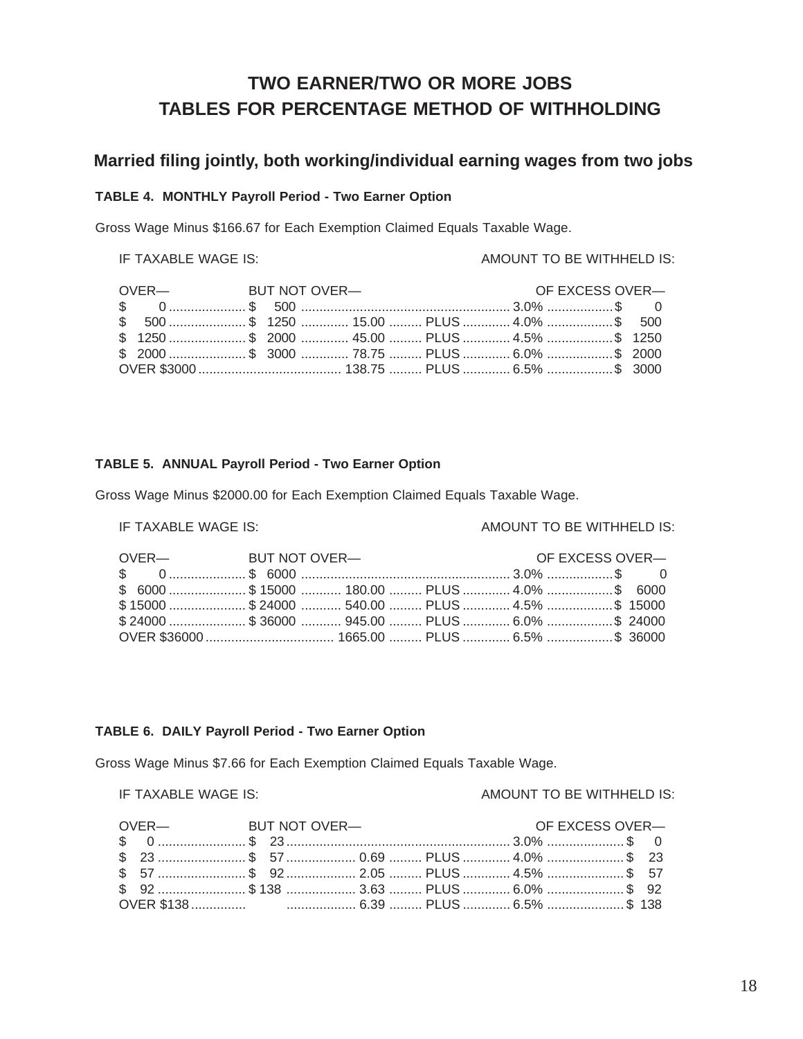# TWO EARNER/TWO OR MORE JOBS
# TABLES FOR PERCENTAGE METHOD OF WITHHOLDING

## Married filing jointly, both working/individual earning wages from two jobs

### TABLE 4. MONTHLY Payroll Period - Two Earner Option

Gross Wage Minus $166.67 for Each Exemption Claimed Equals Taxable Wage.

| IF TAXABLE WAGE IS: | | AMOUNT TO BE WITHHELD IS: | | | |
|---|---|---|---|---|---|
| OVER— | BUT NOT OVER— | | | | OF EXCESS OVER— |
| $ 0 | $ 500 | | | 3.0% | $ 0 |
| $ 500 | $ 1250 | 15.00 | PLUS | 4.0% | $ 500 |
| $ 1250 | $ 2000 | 45.00 | PLUS | 4.5% | $ 1250 |
| $ 2000 | $ 3000 | 78.75 | PLUS | 6.0% | $ 2000 |
| OVER $3000 | | 138.75 | PLUS | 6.5% | $ 3000 |

### TABLE 5. ANNUAL Payroll Period - Two Earner Option

Gross Wage Minus $2000.00 for Each Exemption Claimed Equals Taxable Wage.

| IF TAXABLE WAGE IS: | | AMOUNT TO BE WITHHELD IS: | | | |
|---|---|---|---|---|---|
| OVER— | BUT NOT OVER— | | | | OF EXCESS OVER— |
| $ 0 | $ 6000 | | | 3.0% | $ 0 |
| $ 6000 | $ 15000 | 180.00 | PLUS | 4.0% | $ 6000 |
| $ 15000 | $ 24000 | 540.00 | PLUS | 4.5% | $ 15000 |
| $ 24000 | $ 36000 | 945.00 | PLUS | 6.0% | $ 24000 |
| OVER $36000 | | 1665.00 | PLUS | 6.5% | $ 36000 |

### TABLE 6. DAILY Payroll Period - Two Earner Option

Gross Wage Minus $7.66 for Each Exemption Claimed Equals Taxable Wage.

| IF TAXABLE WAGE IS: | | AMOUNT TO BE WITHHELD IS: | | | |
|---|---|---|---|---|---|
| OVER— | BUT NOT OVER— | | | | OF EXCESS OVER— |
| $ 0 | $ 23 | | | 3.0% | $ 0 |
| $ 23 | $ 57 | 0.69 | PLUS | 4.0% | $ 23 |
| $ 57 | $ 92 | 2.05 | PLUS | 4.5% | $ 57 |
| $ 92 | $ 138 | 3.63 | PLUS | 6.0% | $ 92 |
| OVER $138 | | 6.39 | PLUS | 6.5% | $ 138 |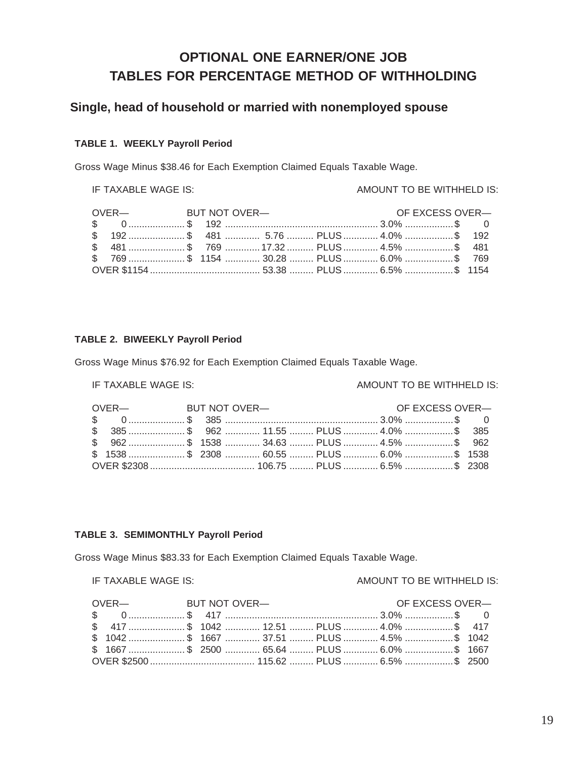# OPTIONAL ONE EARNER/ONE JOB TABLES FOR PERCENTAGE METHOD OF WITHHOLDING

## Single, head of household or married with nonemployed spouse

### TABLE 1. WEEKLY Payroll Period

Gross Wage Minus $38.46 for Each Exemption Claimed Equals Taxable Wage.

| IF TAXABLE WAGE IS: | | AMOUNT TO BE WITHHELD IS: | | | |
|---|---|---|---|---|---|
| OVER— | BUT NOT OVER— | | | | OF EXCESS OVER— |
| $ 0 | $ 192 | | | 3.0% | $ 0 |
| $ 192 | $ 481 | 5.76 | PLUS | 4.0% | $ 192 |
| $ 481 | $ 769 | 17.32 | PLUS | 4.5% | $ 481 |
| $ 769 | $ 1154 | 30.28 | PLUS | 6.0% | $ 769 |
| OVER $1154 | | 53.38 | PLUS | 6.5% | $ 1154 |

### TABLE 2. BIWEEKLY Payroll Period

Gross Wage Minus $76.92 for Each Exemption Claimed Equals Taxable Wage.

| IF TAXABLE WAGE IS: | | AMOUNT TO BE WITHHELD IS: | | | |
|---|---|---|---|---|---|
| OVER— | BUT NOT OVER— | | | | OF EXCESS OVER— |
| $ 0 | $ 385 | | | 3.0% | $ 0 |
| $ 385 | $ 962 | 11.55 | PLUS | 4.0% | $ 385 |
| $ 962 | $ 1538 | 34.63 | PLUS | 4.5% | $ 962 |
| $ 1538 | $ 2308 | 60.55 | PLUS | 6.0% | $ 1538 |
| OVER $2308 | | 106.75 | PLUS | 6.5% | $ 2308 |

### TABLE 3. SEMIMONTHLY Payroll Period

Gross Wage Minus $83.33 for Each Exemption Claimed Equals Taxable Wage.

| IF TAXABLE WAGE IS: | | AMOUNT TO BE WITHHELD IS: | | | |
|---|---|---|---|---|---|
| OVER— | BUT NOT OVER— | | | | OF EXCESS OVER— |
| $ 0 | $ 417 | | | 3.0% | $ 0 |
| $ 417 | $ 1042 | 12.51 | PLUS | 4.0% | $ 417 |
| $ 1042 | $ 1667 | 37.51 | PLUS | 4.5% | $ 1042 |
| $ 1667 | $ 2500 | 65.64 | PLUS | 6.0% | $ 1667 |
| OVER $2500 | | 115.62 | PLUS | 6.5% | $ 2500 |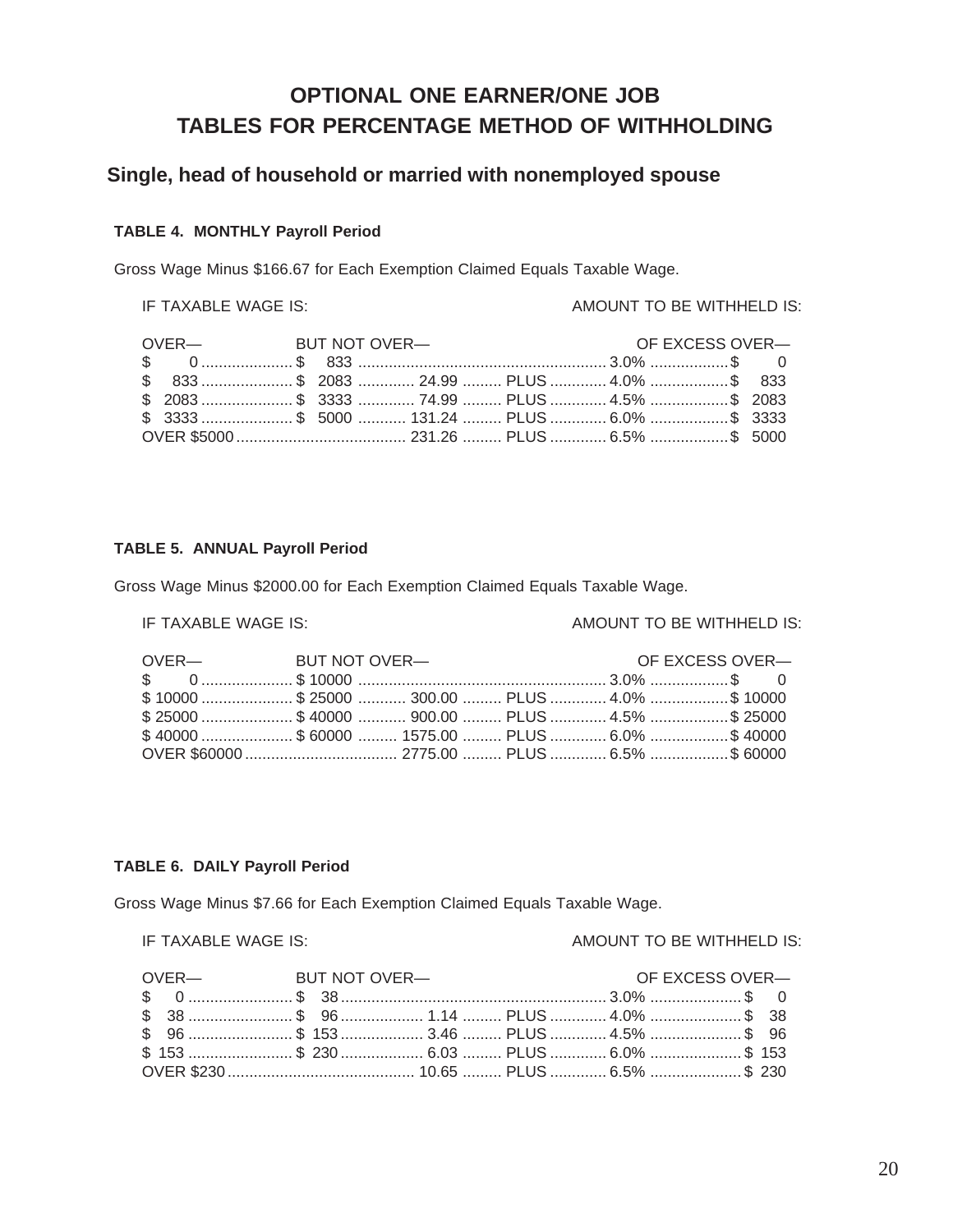# OPTIONAL ONE EARNER/ONE JOB TABLES FOR PERCENTAGE METHOD OF WITHHOLDING

## Single, head of household or married with nonemployed spouse

### TABLE 4. MONTHLY Payroll Period

Gross Wage Minus $166.67 for Each Exemption Claimed Equals Taxable Wage.

| IF TAXABLE WAGE IS: | | AMOUNT TO BE WITHHELD IS: | | | |
|---|---|---|---|---|---|
| OVER— | BUT NOT OVER— | | | | OF EXCESS OVER— |
| $ 0 | $ 833 | | | 3.0% | $ 0 |
| $ 833 | $ 2083 | 24.99 | PLUS | 4.0% | $ 833 |
| $ 2083 | $ 3333 | 74.99 | PLUS | 4.5% | $ 2083 |
| $ 3333 | $ 5000 | 131.24 | PLUS | 6.0% | $ 3333 |
| OVER $5000 | | 231.26 | PLUS | 6.5% | $ 5000 |

### TABLE 5. ANNUAL Payroll Period

Gross Wage Minus $2000.00 for Each Exemption Claimed Equals Taxable Wage.

| IF TAXABLE WAGE IS: | | AMOUNT TO BE WITHHELD IS: | | | |
|---|---|---|---|---|---|
| OVER— | BUT NOT OVER— | | | | OF EXCESS OVER— |
| $ 0 | $ 10000 | | | 3.0% | $ 0 |
| $ 10000 | $ 25000 | 300.00 | PLUS | 4.0% | $ 10000 |
| $ 25000 | $ 40000 | 900.00 | PLUS | 4.5% | $ 25000 |
| $ 40000 | $ 60000 | 1575.00 | PLUS | 6.0% | $ 40000 |
| OVER $60000 | | 2775.00 | PLUS | 6.5% | $ 60000 |

### TABLE 6. DAILY Payroll Period

Gross Wage Minus $7.66 for Each Exemption Claimed Equals Taxable Wage.

| IF TAXABLE WAGE IS: | | AMOUNT TO BE WITHHELD IS: | | | |
|---|---|---|---|---|---|
| OVER— | BUT NOT OVER— | | | | OF EXCESS OVER— |
| $ 0 | $ 38 | | | 3.0% | $ 0 |
| $ 38 | $ 96 | 1.14 | PLUS | 4.0% | $ 38 |
| $ 96 | $ 153 | 3.46 | PLUS | 4.5% | $ 96 |
| $ 153 | $ 230 | 6.03 | PLUS | 6.0% | $ 153 |
| OVER $230 | | 10.65 | PLUS | 6.5% | $ 230 |